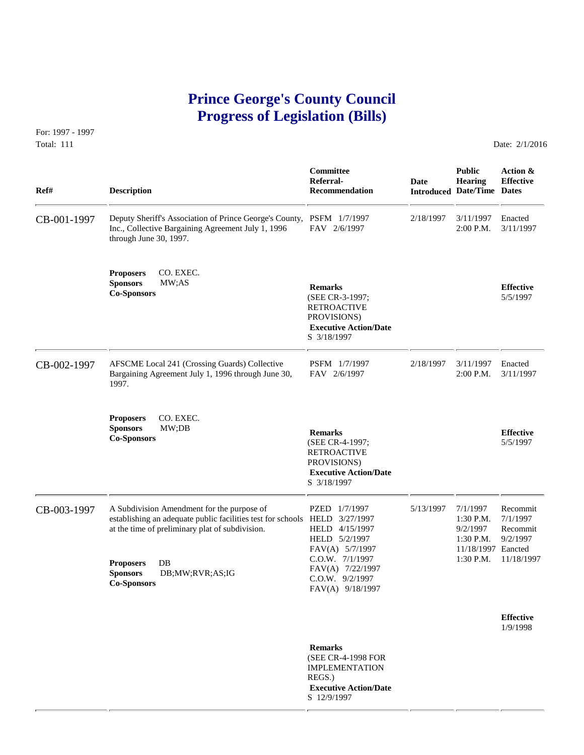# Prince George's County Council
# Progress of Legislation (Bills)

For: 1997 - 1997
Total: 111

Date: 2/1/2016

| Ref# | Description | Committee Referral-Recommendation | Date Introduced | Public Hearing Date/Time | Action & Effective Dates |
|---|---|---|---|---|---|
| CB-001-1997 | Deputy Sheriff's Association of Prince George's County, Inc., Collective Bargaining Agreement July 1, 1996 through June 30, 1997.<br><br>**Proposers** CO. EXEC.<br>**Sponsors** MW;AS<br>**Co-Sponsors** | PSFM 1/7/1997<br>FAV 2/6/1997<br><br>**Remarks**<br>(SEE CR-3-1997; RETROACTIVE PROVISIONS)<br>**Executive Action/Date**<br>S 3/18/1997 | 2/18/1997 | 3/11/1997<br>2:00 P.M. | Enacted<br>3/11/1997<br><br>**Effective**<br>5/5/1997 |
| CB-002-1997 | AFSCME Local 241 (Crossing Guards) Collective Bargaining Agreement July 1, 1996 through June 30, 1997.<br><br>**Proposers** CO. EXEC.<br>**Sponsors** MW;DB<br>**Co-Sponsors** | PSFM 1/7/1997<br>FAV 2/6/1997<br><br>**Remarks**<br>(SEE CR-4-1997; RETROACTIVE PROVISIONS)<br>**Executive Action/Date**<br>S 3/18/1997 | 2/18/1997 | 3/11/1997<br>2:00 P.M. | Enacted<br>3/11/1997<br><br>**Effective**<br>5/5/1997 |
| CB-003-1997 | A Subdivision Amendment for the purpose of establishing an adequate public facilities test for schools at the time of preliminary plat of subdivision.<br><br>**Proposers** DB<br>**Sponsors** DB;MW;RVR;AS;IG<br>**Co-Sponsors** | PZED 1/7/1997<br>HELD 3/27/1997<br>HELD 4/15/1997<br>HELD 5/2/1997<br>FAV(A) 5/7/1997<br>C.O.W. 7/1/1997<br>FAV(A) 7/22/1997<br>C.O.W. 9/2/1997<br>FAV(A) 9/18/1997<br><br>**Remarks**<br>(SEE CR-4-1998 FOR IMPLEMENTATION REGS.)<br>**Executive Action/Date**<br>S 12/9/1997 | 5/13/1997 | 7/1/1997<br>1:30 P.M.<br>9/2/1997<br>1:30 P.M.<br>11/18/1997<br>1:30 P.M. | Recommit<br>7/1/1997<br>Recommit<br>9/2/1997<br>Eancted<br>11/18/1997<br><br>**Effective**<br>1/9/1998 |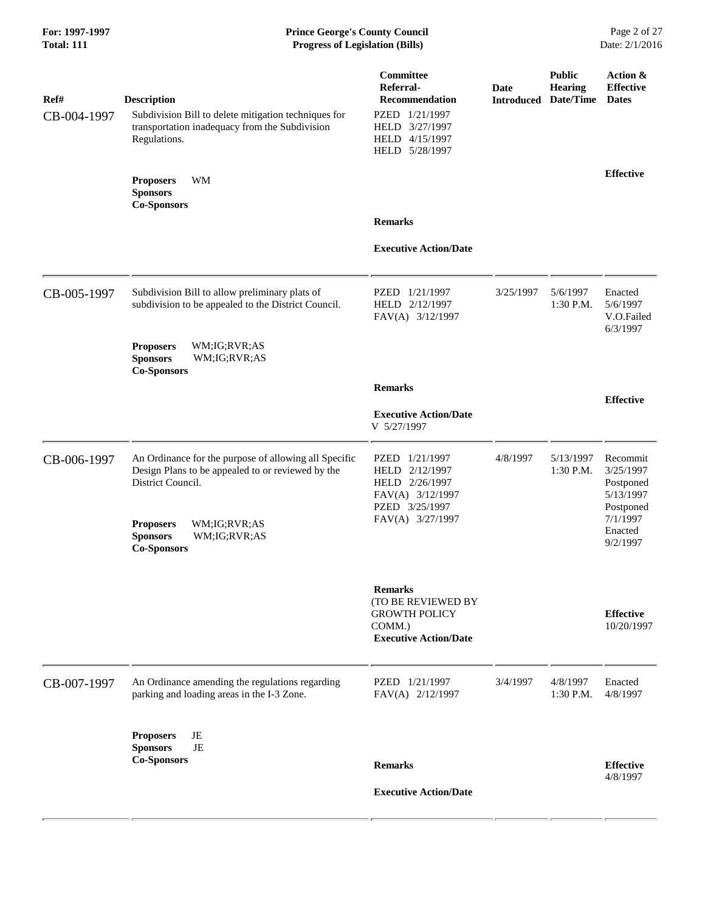| Ref# | Description | Committee Referral-Recommendation | Date Introduced | Public Hearing Date/Time | Action & Effective Dates |
|---|---|---|---|---|---|
| CB-004-1997 | Subdivision Bill to delete mitigation techniques for transportation inadequacy from the Subdivision Regulations.<br><br>**Proposers** WM<br>**Sponsors**<br>**Co-Sponsors** | PZED 1/21/1997<br>HELD 3/27/1997<br>HELD 4/15/1997<br>HELD 5/28/1997<br><br>**Remarks**<br><br>**Executive Action/Date** | | | **Effective** |
| CB-005-1997 | Subdivision Bill to allow preliminary plats of subdivision to be appealed to the District Council.<br><br>**Proposers** WM;IG;RVR;AS<br>**Sponsors** WM;IG;RVR;AS<br>**Co-Sponsors** | PZED 1/21/1997<br>HELD 2/12/1997<br>FAV(A) 3/12/1997<br><br>**Remarks**<br><br>**Executive Action/Date**<br>V 5/27/1997 | 3/25/1997 | 5/6/1997<br>1:30 P.M. | Enacted<br>5/6/1997<br>V.O.Failed<br>6/3/1997<br><br>**Effective** |
| CB-006-1997 | An Ordinance for the purpose of allowing all Specific Design Plans to be appealed to or reviewed by the District Council.<br><br>**Proposers** WM;IG;RVR;AS<br>**Sponsors** WM;IG;RVR;AS<br>**Co-Sponsors** | PZED 1/21/1997<br>HELD 2/12/1997<br>HELD 2/26/1997<br>FAV(A) 3/12/1997<br>PZED 3/25/1997<br>FAV(A) 3/27/1997<br><br>**Remarks**<br>(TO BE REVIEWED BY GROWTH POLICY COMM.)<br>**Executive Action/Date** | 4/8/1997 | 5/13/1997<br>1:30 P.M. | Recommit<br>3/25/1997<br>Postponed<br>5/13/1997<br>Postponed<br>7/1/1997<br>Enacted<br>9/2/1997<br><br>**Effective**<br>10/20/1997 |
| CB-007-1997 | An Ordinance amending the regulations regarding parking and loading areas in the I-3 Zone.<br><br>**Proposers** JE<br>**Sponsors** JE<br>**Co-Sponsors** | PZED 1/21/1997<br>FAV(A) 2/12/1997<br><br>**Remarks**<br><br>**Executive Action/Date** | 3/4/1997 | 4/8/1997<br>1:30 P.M. | Enacted<br>4/8/1997<br><br>**Effective**<br>4/8/1997 |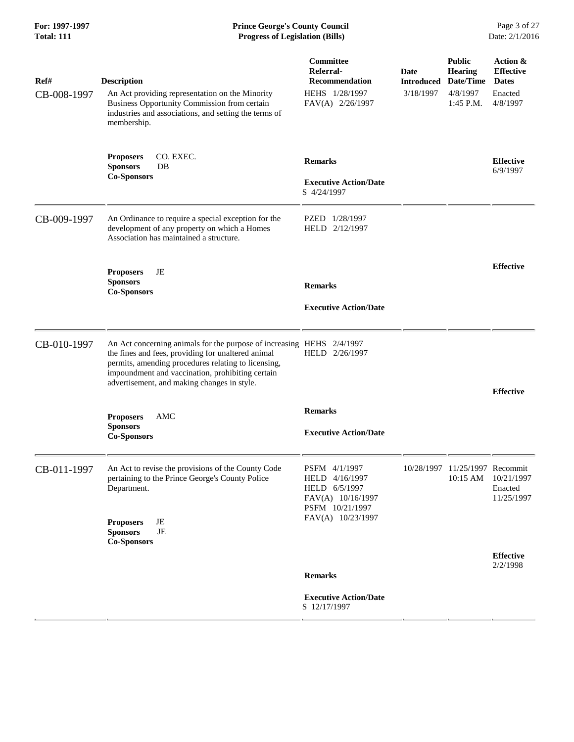| Ref# | Description | Committee Referral-Recommendation | Date Introduced | Public Hearing Date/Time | Action & Effective Dates |
|---|---|---|---|---|---|
| CB-008-1997 | An Act providing representation on the Minority Business Opportunity Commission from certain industries and associations, and setting the terms of membership. | HEHS 1/28/1997<br>FAV(A) 2/26/1997 | 3/18/1997 | 4/8/1997<br>1:45 P.M. | Enacted<br>4/8/1997 |
| | **Proposers** CO. EXEC.<br>**Sponsors** DB<br>**Co-Sponsors** | **Remarks**<br><br>**Executive Action/Date**<br>S 4/24/1997 | | | **Effective**<br>6/9/1997 |
| CB-009-1997 | An Ordinance to require a special exception for the development of any property on which a Homes Association has maintained a structure. | PZED 1/28/1997<br>HELD 2/12/1997 | | | |
| | **Proposers** JE<br>**Sponsors**<br>**Co-Sponsors** | **Remarks**<br><br>**Executive Action/Date** | | | **Effective** |
| CB-010-1997 | An Act concerning animals for the purpose of increasing the fines and fees, providing for unaltered animal permits, amending procedures relating to licensing, impoundment and vaccination, prohibiting certain advertisement, and making changes in style. | HEHS 2/4/1997<br>HELD 2/26/1997 | | | |
| | **Proposers** AMC<br>**Sponsors**<br>**Co-Sponsors** | **Remarks**<br><br>**Executive Action/Date** | | | **Effective** |
| CB-011-1997 | An Act to revise the provisions of the County Code pertaining to the Prince George's County Police Department. | PSFM 4/1/1997<br>HELD 4/16/1997<br>HELD 6/5/1997<br>FAV(A) 10/16/1997<br>PSFM 10/21/1997<br>FAV(A) 10/23/1997 | 10/28/1997 | 11/25/1997<br>10:15 AM | Recommit<br>10/21/1997<br>Enacted<br>11/25/1997 |
| | **Proposers** JE<br>**Sponsors** JE<br>**Co-Sponsors** | **Remarks**<br><br>**Executive Action/Date**<br>S 12/17/1997 | | | **Effective**<br>2/2/1998 |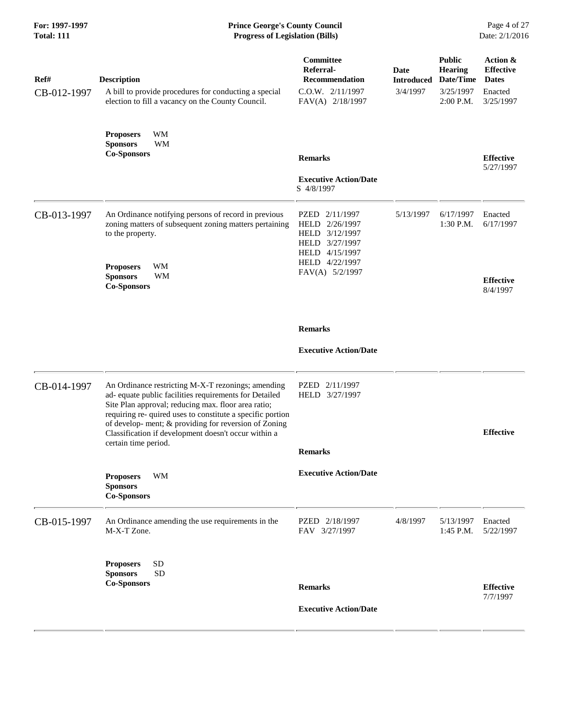**For: 1997-1997**
**Total: 111**

**Prince George's County Council**
**Progress of Legislation (Bills)**

Date: 2/1/2016

| Ref# | Description | Committee Referral-Recommendation | Date Introduced | Public Hearing Date/Time | Action & Effective Dates |
|---|---|---|---|---|---|
| CB-012-1997 | A bill to provide procedures for conducting a special election to fill a vacancy on the County Council.<br><br>**Proposers** WM<br>**Sponsors** WM<br>**Co-Sponsors** | C.O.W. 2/11/1997<br>FAV(A) 2/18/1997<br><br>**Remarks**<br><br>**Executive Action/Date**<br>S 4/8/1997 | 3/4/1997 | 3/25/1997<br>2:00 P.M. | Enacted<br>3/25/1997<br><br>**Effective**<br>5/27/1997 |
| CB-013-1997 | An Ordinance notifying persons of record in previous zoning matters of subsequent zoning matters pertaining to the property.<br><br>**Proposers** WM<br>**Sponsors** WM<br>**Co-Sponsors** | PZED 2/11/1997<br>HELD 2/26/1997<br>HELD 3/12/1997<br>HELD 3/27/1997<br>HELD 4/15/1997<br>HELD 4/22/1997<br>FAV(A) 5/2/1997<br><br>**Remarks**<br><br>**Executive Action/Date** | 5/13/1997 | 6/17/1997<br>1:30 P.M. | Enacted<br>6/17/1997<br><br>**Effective**<br>8/4/1997 |
| CB-014-1997 | An Ordinance restricting M-X-T rezonings; amending ad- equate public facilities requirements for Detailed Site Plan approval; reducing max. floor area ratio; requiring re- quired uses to constitute a specific portion of develop- ment; & providing for reversion of Zoning Classification if development doesn't occur within a certain time period.<br><br>**Proposers** WM<br>**Sponsors**<br>**Co-Sponsors** | PZED 2/11/1997<br>HELD 3/27/1997<br><br>**Remarks**<br><br>**Executive Action/Date** | | | **Effective** |
| CB-015-1997 | An Ordinance amending the use requirements in the M-X-T Zone.<br><br>**Proposers** SD<br>**Sponsors** SD<br>**Co-Sponsors** | PZED 2/18/1997<br>FAV 3/27/1997<br><br>**Remarks**<br><br>**Executive Action/Date** | 4/8/1997 | 5/13/1997<br>1:45 P.M. | Enacted<br>5/22/1997<br><br>**Effective**<br>7/7/1997 |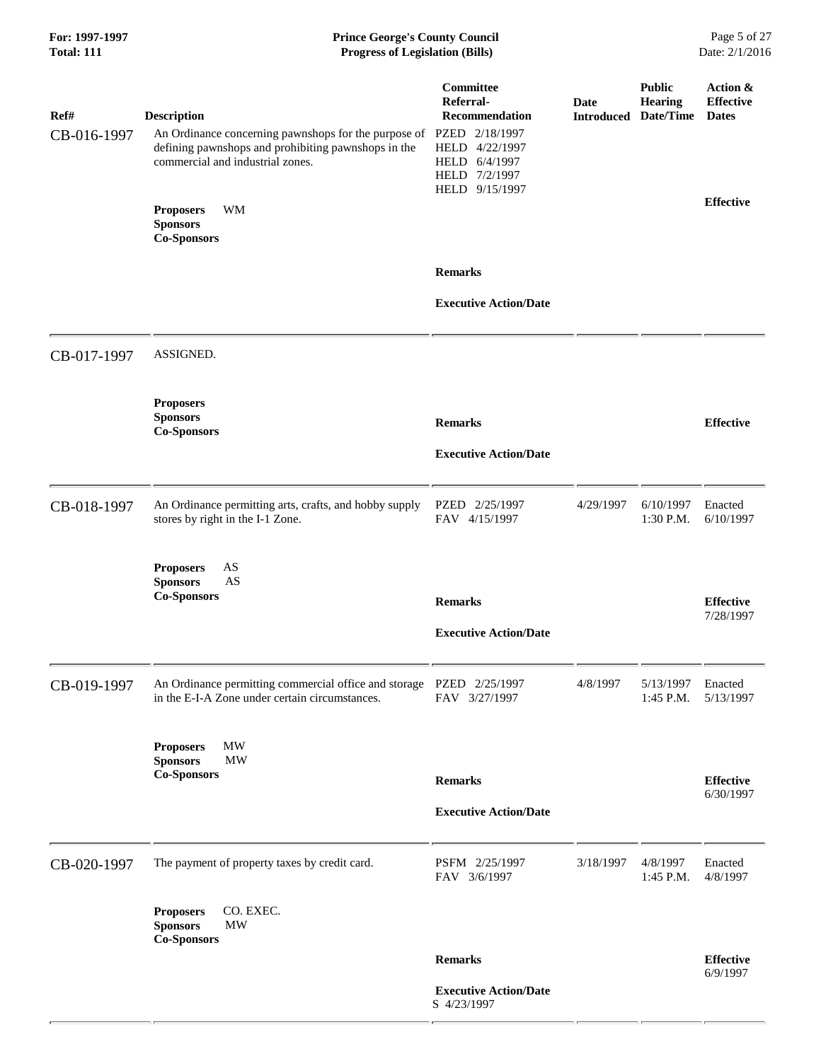| Ref# | Description | Committee Referral-Recommendation | Date Introduced | Public Hearing Date/Time | Action & Effective Dates |
|---|---|---|---|---|---|
| CB-016-1997 | An Ordinance concerning pawnshops for the purpose of defining pawnshops and prohibiting pawnshops in the commercial and industrial zones. | PZED 2/18/1997<br>HELD 4/22/1997<br>HELD 6/4/1997<br>HELD 7/2/1997<br>HELD 9/15/1997 | | | |
| | **Proposers** WM<br>**Sponsors**<br>**Co-Sponsors** | **Remarks**<br><br>**Executive Action/Date** | | | **Effective** |
| CB-017-1997 | ASSIGNED. | | | | |
| | **Proposers**<br>**Sponsors**<br>**Co-Sponsors** | **Remarks**<br><br>**Executive Action/Date** | | | **Effective** |
| CB-018-1997 | An Ordinance permitting arts, crafts, and hobby supply stores by right in the I-1 Zone. | PZED 2/25/1997<br>FAV 4/15/1997 | 4/29/1997 | 6/10/1997<br>1:30 P.M. | Enacted<br>6/10/1997 |
| | **Proposers** AS<br>**Sponsors** AS<br>**Co-Sponsors** | **Remarks**<br><br>**Executive Action/Date** | | | **Effective**<br>7/28/1997 |
| CB-019-1997 | An Ordinance permitting commercial office and storage in the E-I-A Zone under certain circumstances. | PZED 2/25/1997<br>FAV 3/27/1997 | 4/8/1997 | 5/13/1997<br>1:45 P.M. | Enacted<br>5/13/1997 |
| | **Proposers** MW<br>**Sponsors** MW<br>**Co-Sponsors** | **Remarks**<br><br>**Executive Action/Date** | | | **Effective**<br>6/30/1997 |
| CB-020-1997 | The payment of property taxes by credit card. | PSFM 2/25/1997<br>FAV 3/6/1997 | 3/18/1997 | 4/8/1997<br>1:45 P.M. | Enacted<br>4/8/1997 |
| | **Proposers** CO. EXEC.<br>**Sponsors** MW<br>**Co-Sponsors** | **Remarks**<br><br>**Executive Action/Date**<br>S 4/23/1997 | | | **Effective**<br>6/9/1997 |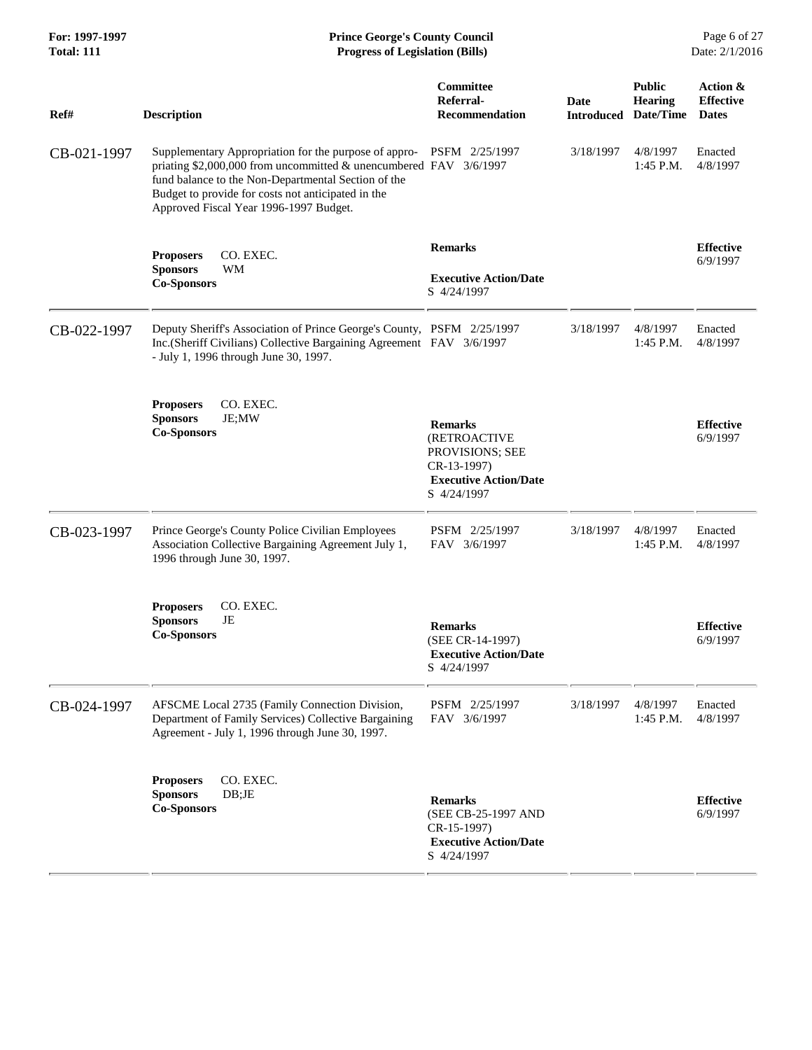| Ref# | Description | Committee Referral-Recommendation | Date Introduced | Public Hearing Date/Time | Action & Effective Dates |
|---|---|---|---|---|---|
| CB-021-1997 | Supplementary Appropriation for the purpose of appropriating $2,000,000 from uncommitted & unencumbered fund balance to the Non-Departmental Section of the Budget to provide for costs not anticipated in the Approved Fiscal Year 1996-1997 Budget. | PSFM 2/25/1997<br>FAV 3/6/1997 | 3/18/1997 | 4/8/1997<br>1:45 P.M. | Enacted<br>4/8/1997 |
| | **Proposers** CO. EXEC.<br>**Sponsors** WM<br>**Co-Sponsors** | **Remarks**<br><br>**Executive Action/Date**<br>S 4/24/1997 | | | **Effective**<br>6/9/1997 |
| CB-022-1997 | Deputy Sheriff's Association of Prince George's County, Inc.(Sheriff Civilians) Collective Bargaining Agreement - July 1, 1996 through June 30, 1997. | PSFM 2/25/1997<br>FAV 3/6/1997 | 3/18/1997 | 4/8/1997<br>1:45 P.M. | Enacted<br>4/8/1997 |
| | **Proposers** CO. EXEC.<br>**Sponsors** JE;MW<br>**Co-Sponsors** | **Remarks**<br>(RETROACTIVE PROVISIONS; SEE CR-13-1997)<br>**Executive Action/Date**<br>S 4/24/1997 | | | **Effective**<br>6/9/1997 |
| CB-023-1997 | Prince George's County Police Civilian Employees Association Collective Bargaining Agreement July 1, 1996 through June 30, 1997. | PSFM 2/25/1997<br>FAV 3/6/1997 | 3/18/1997 | 4/8/1997<br>1:45 P.M. | Enacted<br>4/8/1997 |
| | **Proposers** CO. EXEC.<br>**Sponsors** JE<br>**Co-Sponsors** | **Remarks**<br>(SEE CR-14-1997)<br>**Executive Action/Date**<br>S 4/24/1997 | | | **Effective**<br>6/9/1997 |
| CB-024-1997 | AFSCME Local 2735 (Family Connection Division, Department of Family Services) Collective Bargaining Agreement - July 1, 1996 through June 30, 1997. | PSFM 2/25/1997<br>FAV 3/6/1997 | 3/18/1997 | 4/8/1997<br>1:45 P.M. | Enacted<br>4/8/1997 |
| | **Proposers** CO. EXEC.<br>**Sponsors** DB;JE<br>**Co-Sponsors** | **Remarks**<br>(SEE CB-25-1997 AND CR-15-1997)<br>**Executive Action/Date**<br>S 4/24/1997 | | | **Effective**<br>6/9/1997 |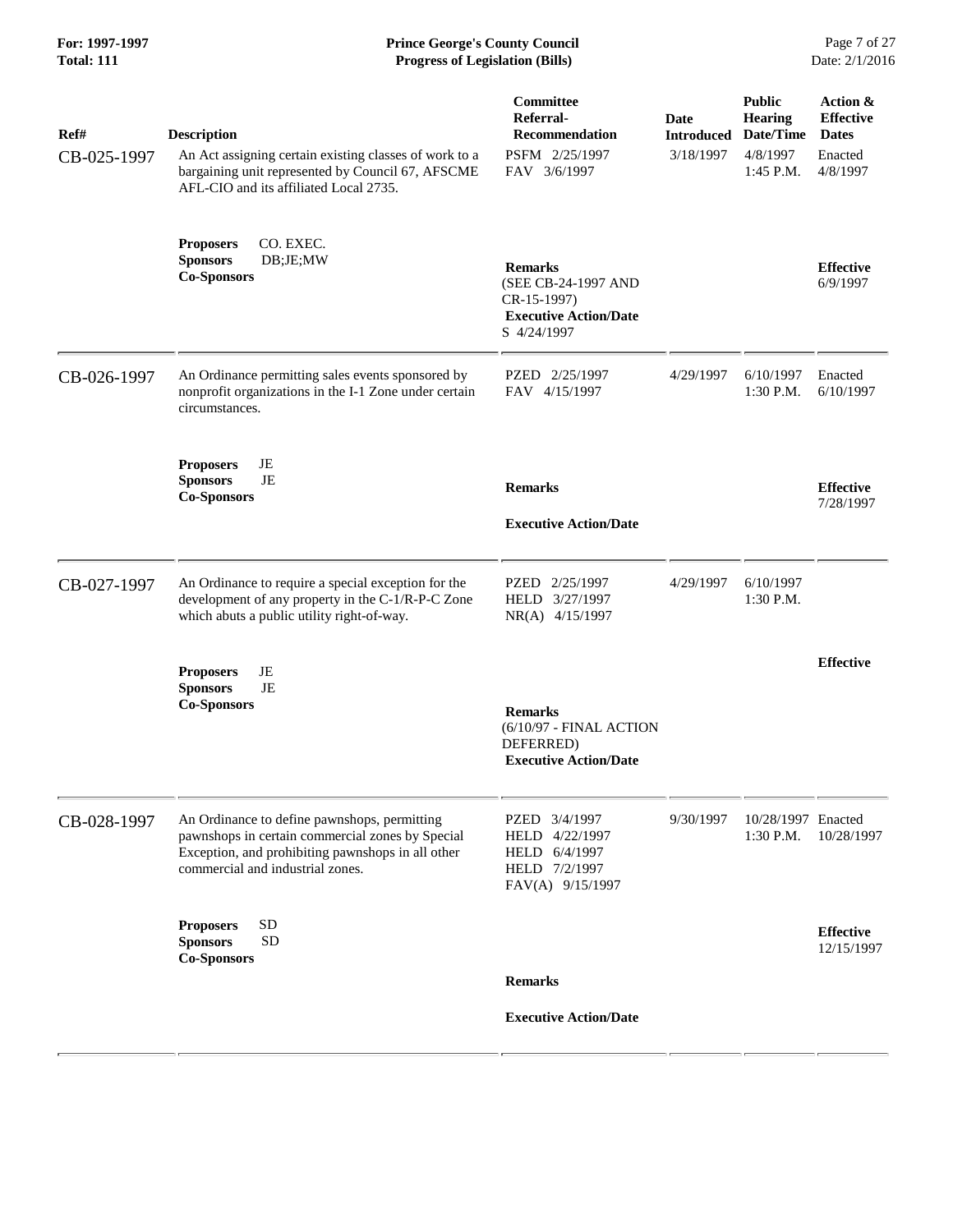| Ref# | Description | Committee Referral-Recommendation | Date Introduced | Public Hearing Date/Time | Action & Effective Dates |
|---|---|---|---|---|---|
| CB-025-1997 | An Act assigning certain existing classes of work to a bargaining unit represented by Council 67, AFSCME AFL-CIO and its affiliated Local 2735.<br><br>**Proposers** CO. EXEC.<br>**Sponsors** DB;JE;MW<br>**Co-Sponsors** | PSFM 2/25/1997<br>FAV 3/6/1997<br><br>**Remarks**<br>(SEE CB-24-1997 AND CR-15-1997)<br>**Executive Action/Date**<br>S 4/24/1997 | 3/18/1997 | 4/8/1997<br>1:45 P.M. | Enacted<br>4/8/1997<br><br>**Effective**<br>6/9/1997 |
| CB-026-1997 | An Ordinance permitting sales events sponsored by nonprofit organizations in the I-1 Zone under certain circumstances.<br><br>**Proposers** JE<br>**Sponsors** JE<br>**Co-Sponsors** | PZED 2/25/1997<br>FAV 4/15/1997<br><br>**Remarks**<br><br>**Executive Action/Date** | 4/29/1997 | 6/10/1997<br>1:30 P.M. | Enacted<br>6/10/1997<br><br>**Effective**<br>7/28/1997 |
| CB-027-1997 | An Ordinance to require a special exception for the development of any property in the C-1/R-P-C Zone which abuts a public utility right-of-way.<br><br>**Proposers** JE<br>**Sponsors** JE<br>**Co-Sponsors** | PZED 2/25/1997<br>HELD 3/27/1997<br>NR(A) 4/15/1997<br><br>**Remarks**<br>(6/10/97 - FINAL ACTION DEFERRED)<br>**Executive Action/Date** | 4/29/1997 | 6/10/1997<br>1:30 P.M. | **Effective** |
| CB-028-1997 | An Ordinance to define pawnshops, permitting pawnshops in certain commercial zones by Special Exception, and prohibiting pawnshops in all other commercial and industrial zones.<br><br>**Proposers** SD<br>**Sponsors** SD<br>**Co-Sponsors** | PZED 3/4/1997<br>HELD 4/22/1997<br>HELD 6/4/1997<br>HELD 7/2/1997<br>FAV(A) 9/15/1997<br><br>**Remarks**<br><br>**Executive Action/Date** | 9/30/1997 | 10/28/1997<br>1:30 P.M. | Enacted<br>10/28/1997<br><br>**Effective**<br>12/15/1997 |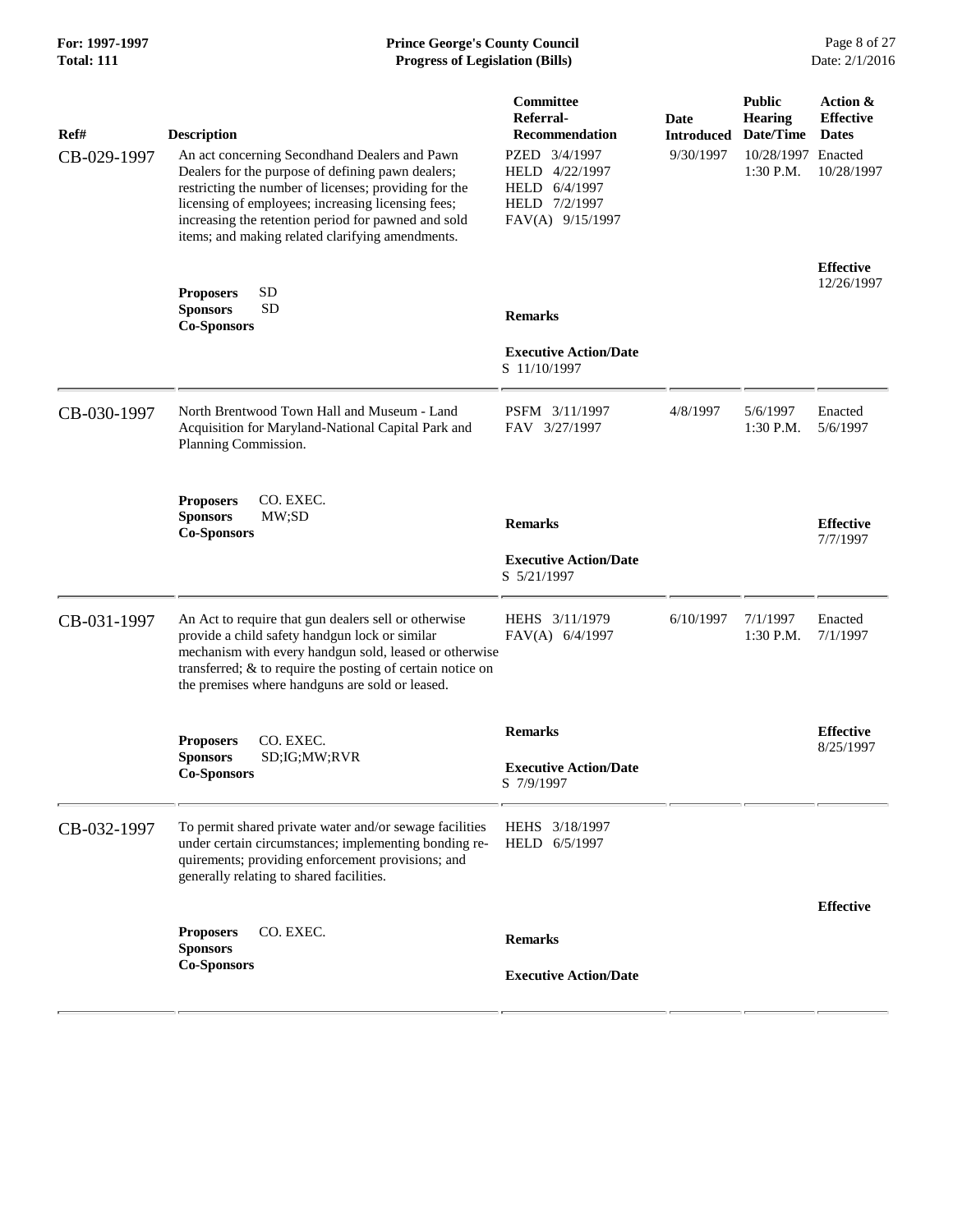| Ref# | Description | Committee Referral-Recommendation | Date Introduced | Public Hearing Date/Time | Action & Effective Dates |
|---|---|---|---|---|---|
| CB-029-1997 | An act concerning Secondhand Dealers and Pawn Dealers for the purpose of defining pawn dealers; restricting the number of licenses; providing for the licensing of employees; increasing licensing fees; increasing the retention period for pawned and sold items; and making related clarifying amendments. | PZED 3/4/1997<br>HELD 4/22/1997<br>HELD 6/4/1997<br>HELD 7/2/1997<br>FAV(A) 9/15/1997 | 9/30/1997 | 10/28/1997<br>1:30 P.M. | Enacted<br>10/28/1997 |
| | **Proposers** SD<br>**Sponsors** SD<br>**Co-Sponsors** | **Remarks**<br><br>**Executive Action/Date**<br>S 11/10/1997 | | | **Effective**<br>12/26/1997 |
| CB-030-1997 | North Brentwood Town Hall and Museum - Land Acquisition for Maryland-National Capital Park and Planning Commission. | PSFM 3/11/1997<br>FAV 3/27/1997 | 4/8/1997 | 5/6/1997<br>1:30 P.M. | Enacted<br>5/6/1997 |
| | **Proposers** CO. EXEC.<br>**Sponsors** MW;SD<br>**Co-Sponsors** | **Remarks**<br><br>**Executive Action/Date**<br>S 5/21/1997 | | | **Effective**<br>7/7/1997 |
| CB-031-1997 | An Act to require that gun dealers sell or otherwise provide a child safety handgun lock or similar mechanism with every handgun sold, leased or otherwise transferred; & to require the posting of certain notice on the premises where handguns are sold or leased. | HEHS 3/11/1979<br>FAV(A) 6/4/1997 | 6/10/1997 | 7/1/1997<br>1:30 P.M. | Enacted<br>7/1/1997 |
| | **Proposers** CO. EXEC.<br>**Sponsors** SD;IG;MW;RVR<br>**Co-Sponsors** | **Remarks**<br><br>**Executive Action/Date**<br>S 7/9/1997 | | | **Effective**<br>8/25/1997 |
| CB-032-1997 | To permit shared private water and/or sewage facilities under certain circumstances; implementing bonding requirements; providing enforcement provisions; and generally relating to shared facilities. | HEHS 3/18/1997<br>HELD 6/5/1997 | | | |
| | **Proposers** CO. EXEC.<br>**Sponsors**<br>**Co-Sponsors** | **Remarks**<br><br>**Executive Action/Date** | | | **Effective** |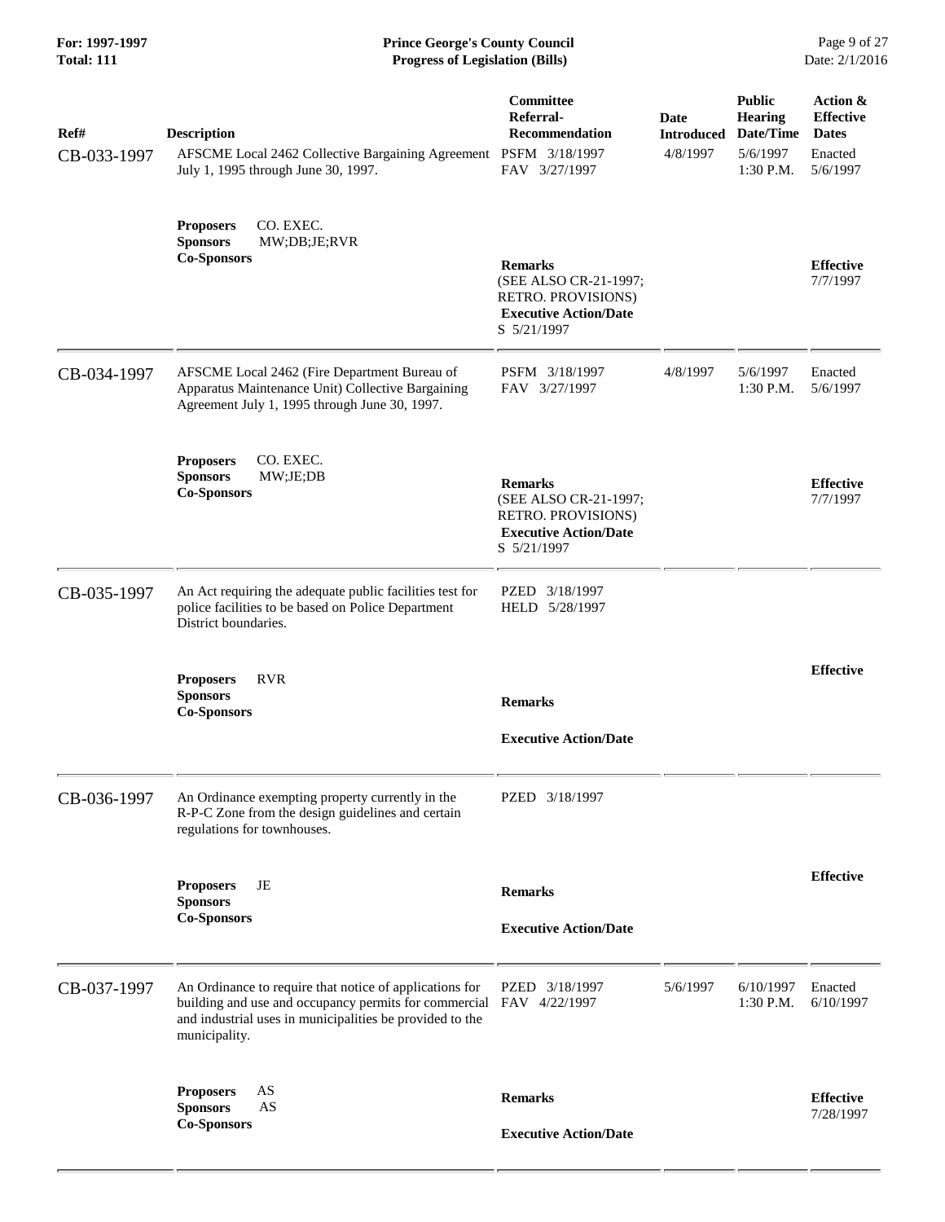| Ref# | Description | Committee Referral-Recommendation | Date Introduced | Public Hearing Date/Time | Action & Effective Dates |
|---|---|---|---|---|---|
| CB-033-1997 | AFSCME Local 2462 Collective Bargaining Agreement July 1, 1995 through June 30, 1997.<br><br>**Proposers** CO. EXEC.<br>**Sponsors** MW;DB;JE;RVR<br>**Co-Sponsors** | PSFM 3/18/1997<br>FAV 3/27/1997<br><br>**Remarks**<br>(SEE ALSO CR-21-1997; RETRO. PROVISIONS)<br>**Executive Action/Date**<br>S 5/21/1997 | 4/8/1997 | 5/6/1997<br>1:30 P.M. | Enacted<br>5/6/1997<br><br>**Effective**<br>7/7/1997 |
| CB-034-1997 | AFSCME Local 2462 (Fire Department Bureau of Apparatus Maintenance Unit) Collective Bargaining Agreement July 1, 1995 through June 30, 1997.<br><br>**Proposers** CO. EXEC.<br>**Sponsors** MW;JE;DB<br>**Co-Sponsors** | PSFM 3/18/1997<br>FAV 3/27/1997<br><br>**Remarks**<br>(SEE ALSO CR-21-1997; RETRO. PROVISIONS)<br>**Executive Action/Date**<br>S 5/21/1997 | 4/8/1997 | 5/6/1997<br>1:30 P.M. | Enacted<br>5/6/1997<br><br>**Effective**<br>7/7/1997 |
| CB-035-1997 | An Act requiring the adequate public facilities test for police facilities to be based on Police Department District boundaries.<br><br>**Proposers** RVR<br>**Sponsors**<br>**Co-Sponsors** | PZED 3/18/1997<br>HELD 5/28/1997<br><br>**Remarks**<br><br>**Executive Action/Date** | | | **Effective** |
| CB-036-1997 | An Ordinance exempting property currently in the R-P-C Zone from the design guidelines and certain regulations for townhouses.<br><br>**Proposers** JE<br>**Sponsors**<br>**Co-Sponsors** | PZED 3/18/1997<br><br>**Remarks**<br><br>**Executive Action/Date** | | | **Effective** |
| CB-037-1997 | An Ordinance to require that notice of applications for building and use and occupancy permits for commercial and industrial uses in municipalities be provided to the municipality.<br><br>**Proposers** AS<br>**Sponsors** AS<br>**Co-Sponsors** | PZED 3/18/1997<br>FAV 4/22/1997<br><br>**Remarks**<br><br>**Executive Action/Date** | 5/6/1997 | 6/10/1997<br>1:30 P.M. | Enacted<br>6/10/1997<br><br>**Effective**<br>7/28/1997 |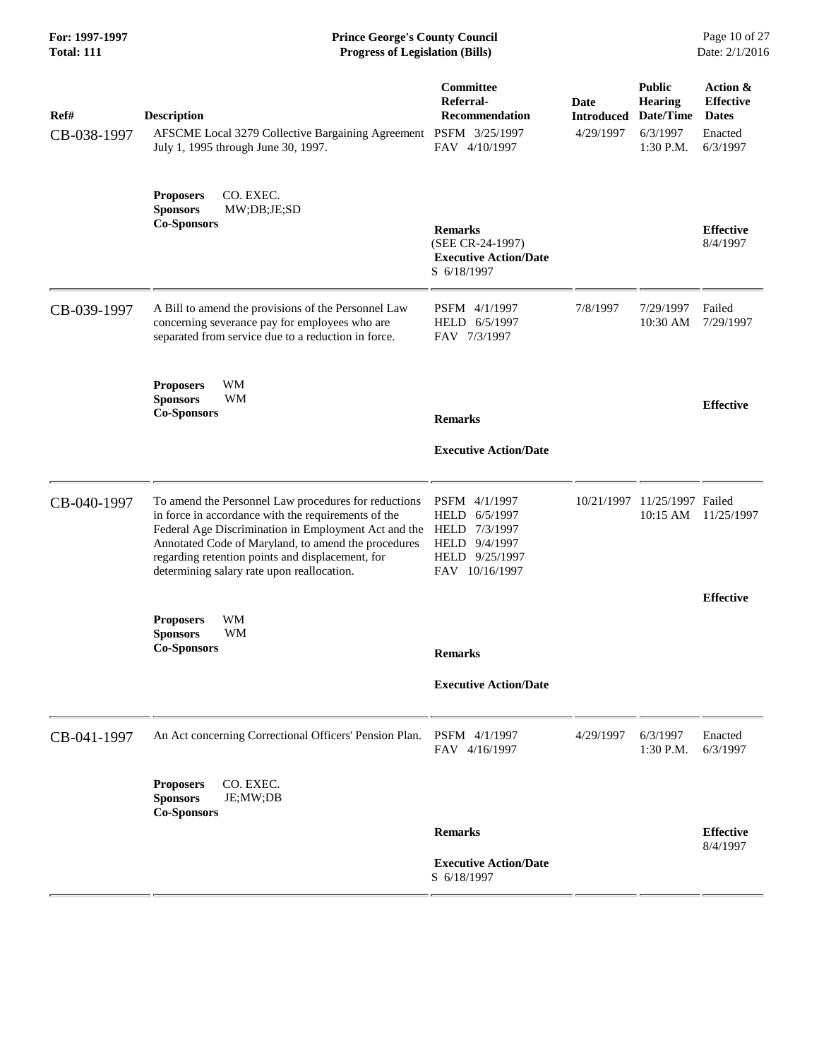| Ref# | Description | Committee Referral-Recommendation | Date Introduced | Public Hearing Date/Time | Action & Effective Dates |
|---|---|---|---|---|---|
| CB-038-1997 | AFSCME Local 3279 Collective Bargaining Agreement July 1, 1995 through June 30, 1997. | PSFM 3/25/1997<br>FAV 4/10/1997 | 4/29/1997 | 6/3/1997<br>1:30 P.M. | Enacted<br>6/3/1997 |
| | **Proposers** CO. EXEC.<br>**Sponsors** MW;DB;JE;SD<br>**Co-Sponsors** | **Remarks**<br>(SEE CR-24-1997)<br>**Executive Action/Date**<br>S 6/18/1997 | | | **Effective**<br>8/4/1997 |
| CB-039-1997 | A Bill to amend the provisions of the Personnel Law concerning severance pay for employees who are separated from service due to a reduction in force. | PSFM 4/1/1997<br>HELD 6/5/1997<br>FAV 7/3/1997 | 7/8/1997 | 7/29/1997<br>10:30 AM | Failed<br>7/29/1997 |
| | **Proposers** WM<br>**Sponsors** WM<br>**Co-Sponsors** | **Remarks**<br>**Executive Action/Date** | | | **Effective** |
| CB-040-1997 | To amend the Personnel Law procedures for reductions in force in accordance with the requirements of the Federal Age Discrimination in Employment Act and the Annotated Code of Maryland, to amend the procedures regarding retention points and displacement, for determining salary rate upon reallocation. | PSFM 4/1/1997<br>HELD 6/5/1997<br>HELD 7/3/1997<br>HELD 9/4/1997<br>HELD 9/25/1997<br>FAV 10/16/1997 | 10/21/1997 | 11/25/1997<br>10:15 AM | Failed<br>11/25/1997 |
| | **Proposers** WM<br>**Sponsors** WM<br>**Co-Sponsors** | **Remarks**<br>**Executive Action/Date** | | | **Effective** |
| CB-041-1997 | An Act concerning Correctional Officers' Pension Plan. | PSFM 4/1/1997<br>FAV 4/16/1997 | 4/29/1997 | 6/3/1997<br>1:30 P.M. | Enacted<br>6/3/1997 |
| | **Proposers** CO. EXEC.<br>**Sponsors** JE;MW;DB<br>**Co-Sponsors** | **Remarks**<br>**Executive Action/Date**<br>S 6/18/1997 | | | **Effective**<br>8/4/1997 |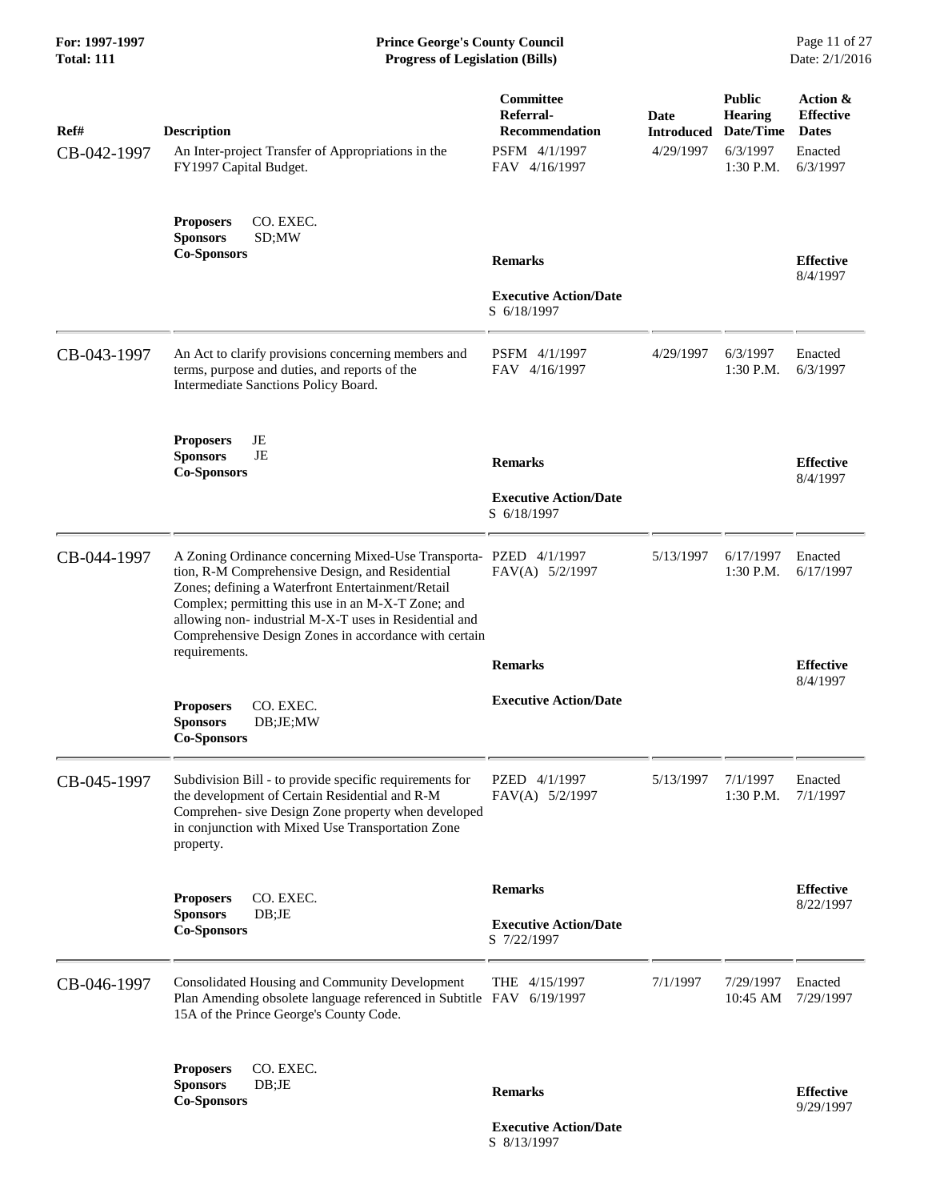| Ref# | Description | Committee Referral-Recommendation | Date Introduced | Public Hearing Date/Time | Action & Effective Dates |
|---|---|---|---|---|---|
| CB-042-1997 | An Inter-project Transfer of Appropriations in the FY1997 Capital Budget. | PSFM 4/1/1997<br>FAV 4/16/1997 | 4/29/1997 | 6/3/1997<br>1:30 P.M. | Enacted<br>6/3/1997 |
| | **Proposers** CO. EXEC.<br>**Sponsors** SD;MW<br>**Co-Sponsors** | **Remarks**<br><br>**Executive Action/Date**<br>S 6/18/1997 | | | **Effective**<br>8/4/1997 |
| CB-043-1997 | An Act to clarify provisions concerning members and terms, purpose and duties, and reports of the Intermediate Sanctions Policy Board. | PSFM 4/1/1997<br>FAV 4/16/1997 | 4/29/1997 | 6/3/1997<br>1:30 P.M. | Enacted<br>6/3/1997 |
| | **Proposers** JE<br>**Sponsors** JE<br>**Co-Sponsors** | **Remarks**<br><br>**Executive Action/Date**<br>S 6/18/1997 | | | **Effective**<br>8/4/1997 |
| CB-044-1997 | A Zoning Ordinance concerning Mixed-Use Transportation, R-M Comprehensive Design, and Residential Zones; defining a Waterfront Entertainment/Retail Complex; permitting this use in an M-X-T Zone; and allowing non- industrial M-X-T uses in Residential and Comprehensive Design Zones in accordance with certain requirements. | PZED 4/1/1997<br>FAV(A) 5/2/1997 | 5/13/1997 | 6/17/1997<br>1:30 P.M. | Enacted<br>6/17/1997 |
| | **Proposers** CO. EXEC.<br>**Sponsors** DB;JE;MW<br>**Co-Sponsors** | **Remarks**<br><br>**Executive Action/Date** | | | **Effective**<br>8/4/1997 |
| CB-045-1997 | Subdivision Bill - to provide specific requirements for the development of Certain Residential and R-M Comprehen- sive Design Zone property when developed in conjunction with Mixed Use Transportation Zone property. | PZED 4/1/1997<br>FAV(A) 5/2/1997 | 5/13/1997 | 7/1/1997<br>1:30 P.M. | Enacted<br>7/1/1997 |
| | **Proposers** CO. EXEC.<br>**Sponsors** DB;JE<br>**Co-Sponsors** | **Remarks**<br><br>**Executive Action/Date**<br>S 7/22/1997 | | | **Effective**<br>8/22/1997 |
| CB-046-1997 | Consolidated Housing and Community Development Plan Amending obsolete language referenced in Subtitle 15A of the Prince George's County Code. | THE 4/15/1997<br>FAV 6/19/1997 | 7/1/1997 | 7/29/1997<br>10:45 AM | Enacted<br>7/29/1997 |
| | **Proposers** CO. EXEC.<br>**Sponsors** DB;JE<br>**Co-Sponsors** | **Remarks**<br><br>**Executive Action/Date**<br>S 8/13/1997 | | | **Effective**<br>9/29/1997 |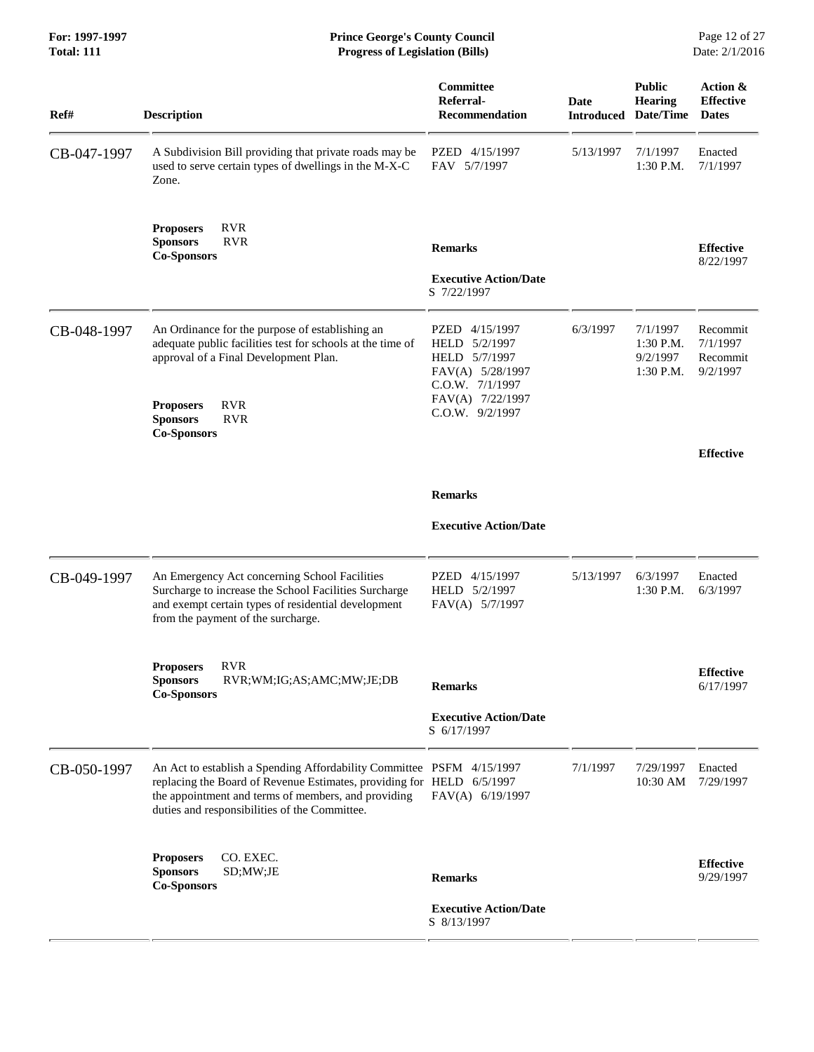**For: 1997-1997**
**Total: 111**

**Prince George's County Council**
**Progress of Legislation (Bills)**

Date: 2/1/2016

| Ref# | Description | Committee Referral-Recommendation | Date Introduced | Public Hearing Date/Time | Action & Effective Dates |
|---|---|---|---|---|---|
| CB-047-1997 | A Subdivision Bill providing that private roads may be used to serve certain types of dwellings in the M-X-C Zone.<br><br>**Proposers** RVR<br>**Sponsors** RVR<br>**Co-Sponsors** | PZED 4/15/1997<br>FAV 5/7/1997<br><br>**Remarks**<br><br>**Executive Action/Date**<br>S 7/22/1997 | 5/13/1997 | 7/1/1997<br>1:30 P.M. | Enacted<br>7/1/1997<br><br>**Effective**<br>8/22/1997 |
| CB-048-1997 | An Ordinance for the purpose of establishing an adequate public facilities test for schools at the time of approval of a Final Development Plan.<br><br>**Proposers** RVR<br>**Sponsors** RVR<br>**Co-Sponsors** | PZED 4/15/1997<br>HELD 5/2/1997<br>HELD 5/7/1997<br>FAV(A) 5/28/1997<br>C.O.W. 7/1/1997<br>FAV(A) 7/22/1997<br>C.O.W. 9/2/1997<br><br>**Remarks**<br><br>**Executive Action/Date** | 6/3/1997 | 7/1/1997<br>1:30 P.M.<br>9/2/1997<br>1:30 P.M. | Recommit<br>7/1/1997<br>Recommit<br>9/2/1997<br><br>**Effective** |
| CB-049-1997 | An Emergency Act concerning School Facilities Surcharge to increase the School Facilities Surcharge and exempt certain types of residential development from the payment of the surcharge.<br><br>**Proposers** RVR<br>**Sponsors** RVR;WM;IG;AS;AMC;MW;JE;DB<br>**Co-Sponsors** | PZED 4/15/1997<br>HELD 5/2/1997<br>FAV(A) 5/7/1997<br><br>**Remarks**<br><br>**Executive Action/Date**<br>S 6/17/1997 | 5/13/1997 | 6/3/1997<br>1:30 P.M. | Enacted<br>6/3/1997<br><br>**Effective**<br>6/17/1997 |
| CB-050-1997 | An Act to establish a Spending Affordability Committee replacing the Board of Revenue Estimates, providing for the appointment and terms of members, and providing duties and responsibilities of the Committee.<br><br>**Proposers** CO. EXEC.<br>**Sponsors** SD;MW;JE<br>**Co-Sponsors** | PSFM 4/15/1997<br>HELD 6/5/1997<br>FAV(A) 6/19/1997<br><br>**Remarks**<br><br>**Executive Action/Date**<br>S 8/13/1997 | 7/1/1997 | 7/29/1997<br>10:30 AM | Enacted<br>7/29/1997<br><br>**Effective**<br>9/29/1997 |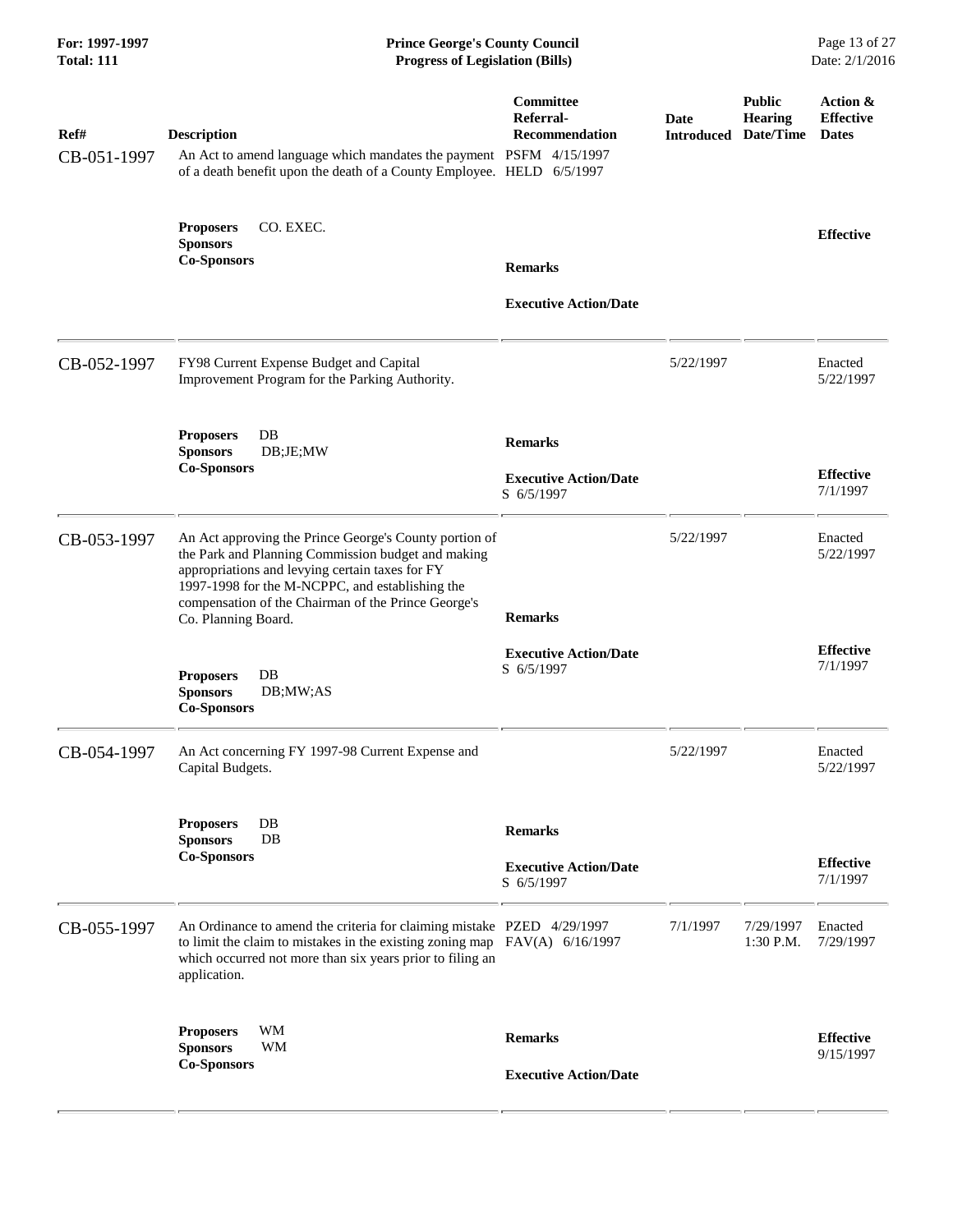**For: 1997-1997**
**Total: 111**

**Prince George's County Council**
**Progress of Legislation (Bills)**

| Ref# | Description | Committee Referral-Recommendation | Date Introduced | Public Hearing Date/Time | Action & Effective Dates |
|---|---|---|---|---|---|
| CB-051-1997 | An Act to amend language which mandates the payment of a death benefit upon the death of a County Employee. | PSFM 4/15/1997<br>HELD 6/5/1997 | | | |
| | **Proposers** CO. EXEC.<br>**Sponsors**<br>**Co-Sponsors** | **Remarks**<br><br>**Executive Action/Date** | | | **Effective** |
| CB-052-1997 | FY98 Current Expense Budget and Capital Improvement Program for the Parking Authority. | | 5/22/1997 | | Enacted 5/22/1997 |
| | **Proposers** DB<br>**Sponsors** DB;JE;MW<br>**Co-Sponsors** | **Remarks**<br><br>**Executive Action/Date**<br>S 6/5/1997 | | | **Effective** 7/1/1997 |
| CB-053-1997 | An Act approving the Prince George's County portion of the Park and Planning Commission budget and making appropriations and levying certain taxes for FY 1997-1998 for the M-NCPPC, and establishing the compensation of the Chairman of the Prince George's Co. Planning Board. | | 5/22/1997 | | Enacted 5/22/1997 |
| | **Proposers** DB<br>**Sponsors** DB;MW;AS<br>**Co-Sponsors** | **Remarks**<br><br>**Executive Action/Date**<br>S 6/5/1997 | | | **Effective** 7/1/1997 |
| CB-054-1997 | An Act concerning FY 1997-98 Current Expense and Capital Budgets. | | 5/22/1997 | | Enacted 5/22/1997 |
| | **Proposers** DB<br>**Sponsors** DB<br>**Co-Sponsors** | **Remarks**<br><br>**Executive Action/Date**<br>S 6/5/1997 | | | **Effective** 7/1/1997 |
| CB-055-1997 | An Ordinance to amend the criteria for claiming mistake to limit the claim to mistakes in the existing zoning map which occurred not more than six years prior to filing an application. | PZED 4/29/1997<br>FAV(A) 6/16/1997 | 7/1/1997 | 7/29/1997 1:30 P.M. | Enacted 7/29/1997 |
| | **Proposers** WM<br>**Sponsors** WM<br>**Co-Sponsors** | **Remarks**<br><br>**Executive Action/Date** | | | **Effective** 9/15/1997 |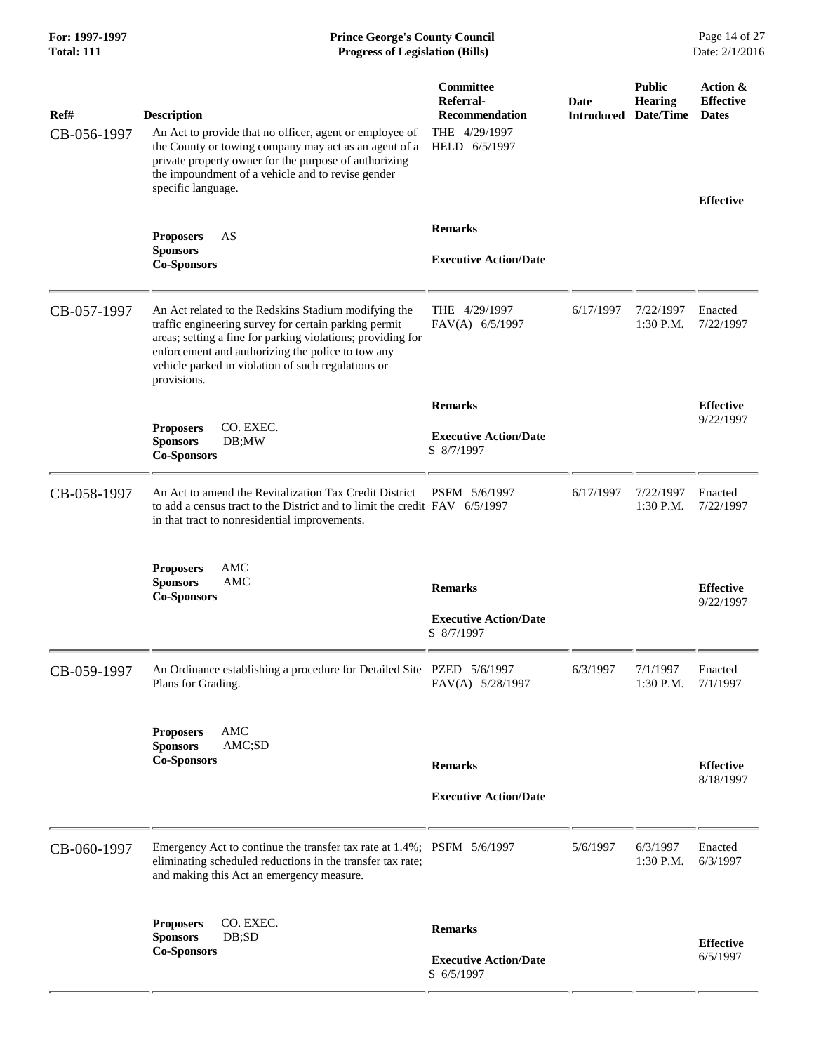**Prince George's County Council**
**Progress of Legislation (Bills)**

For: 1997-1997
Total: 111

Date: 2/1/2016

| Ref# | Description | Committee Referral-Recommendation | Date Introduced | Public Hearing Date/Time | Action & Effective Dates |
|---|---|---|---|---|---|
| CB-056-1997 | An Act to provide that no officer, agent or employee of the County or towing company may act as an agent of a private property owner for the purpose of authorizing the impoundment of a vehicle and to revise gender specific language. | THE 4/29/1997<br>HELD 6/5/1997 | | | **Effective** |
| | **Proposers** AS<br>**Sponsors**<br>**Co-Sponsors** | **Remarks**<br><br>**Executive Action/Date** | | | |
| CB-057-1997 | An Act related to the Redskins Stadium modifying the traffic engineering survey for certain parking permit areas; setting a fine for parking violations; providing for enforcement and authorizing the police to tow any vehicle parked in violation of such regulations or provisions. | THE 4/29/1997<br>FAV(A) 6/5/1997 | 6/17/1997 | 7/22/1997<br>1:30 P.M. | Enacted<br>7/22/1997 |
| | **Proposers** CO. EXEC.<br>**Sponsors** DB;MW<br>**Co-Sponsors** | **Remarks**<br><br>**Executive Action/Date**<br>S 8/7/1997 | | | **Effective**<br>9/22/1997 |
| CB-058-1997 | An Act to amend the Revitalization Tax Credit District to add a census tract to the District and to limit the credit in that tract to nonresidential improvements. | PSFM 5/6/1997<br>FAV 6/5/1997 | 6/17/1997 | 7/22/1997<br>1:30 P.M. | Enacted<br>7/22/1997 |
| | **Proposers** AMC<br>**Sponsors** AMC<br>**Co-Sponsors** | **Remarks**<br><br>**Executive Action/Date**<br>S 8/7/1997 | | | **Effective**<br>9/22/1997 |
| CB-059-1997 | An Ordinance establishing a procedure for Detailed Site Plans for Grading. | PZED 5/6/1997<br>FAV(A) 5/28/1997 | 6/3/1997 | 7/1/1997<br>1:30 P.M. | Enacted<br>7/1/1997 |
| | **Proposers** AMC<br>**Sponsors** AMC;SD<br>**Co-Sponsors** | **Remarks**<br><br>**Executive Action/Date** | | | **Effective**<br>8/18/1997 |
| CB-060-1997 | Emergency Act to continue the transfer tax rate at 1.4%; eliminating scheduled reductions in the transfer tax rate; and making this Act an emergency measure. | PSFM 5/6/1997 | 5/6/1997 | 6/3/1997<br>1:30 P.M. | Enacted<br>6/3/1997 |
| | **Proposers** CO. EXEC.<br>**Sponsors** DB;SD<br>**Co-Sponsors** | **Remarks**<br><br>**Executive Action/Date**<br>S 6/5/1997 | | | **Effective**<br>6/5/1997 |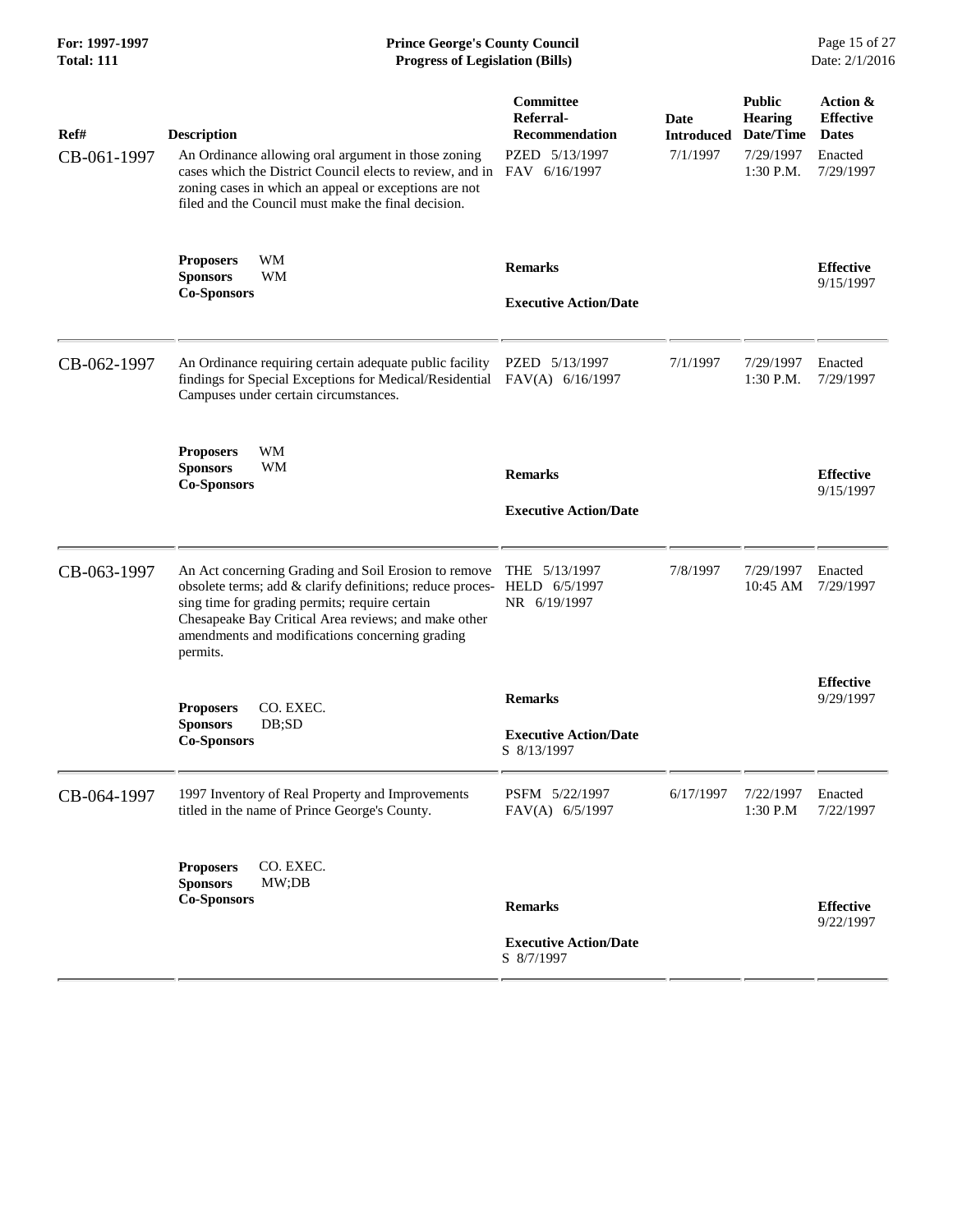| Ref# | Description | Committee Referral-Recommendation | Date Introduced | Public Hearing Date/Time | Action & Effective Dates |
|---|---|---|---|---|---|
| CB-061-1997 | An Ordinance allowing oral argument in those zoning cases which the District Council elects to review, and in zoning cases in which an appeal or exceptions are not filed and the Council must make the final decision. | PZED 5/13/1997<br>FAV 6/16/1997 | 7/1/1997 | 7/29/1997<br>1:30 P.M. | Enacted<br>7/29/1997 |
| | **Proposers** WM<br>**Sponsors** WM<br>**Co-Sponsors** | **Remarks**<br><br>**Executive Action/Date** | | | **Effective**<br>9/15/1997 |
| CB-062-1997 | An Ordinance requiring certain adequate public facility findings for Special Exceptions for Medical/Residential Campuses under certain circumstances. | PZED 5/13/1997<br>FAV(A) 6/16/1997 | 7/1/1997 | 7/29/1997<br>1:30 P.M. | Enacted<br>7/29/1997 |
| | **Proposers** WM<br>**Sponsors** WM<br>**Co-Sponsors** | **Remarks**<br><br>**Executive Action/Date** | | | **Effective**<br>9/15/1997 |
| CB-063-1997 | An Act concerning Grading and Soil Erosion to remove obsolete terms; add & clarify definitions; reduce processing time for grading permits; require certain Chesapeake Bay Critical Area reviews; and make other amendments and modifications concerning grading permits. | THE 5/13/1997<br>HELD 6/5/1997<br>NR 6/19/1997 | 7/8/1997 | 7/29/1997<br>10:45 AM | Enacted<br>7/29/1997 |
| | **Proposers** CO. EXEC.<br>**Sponsors** DB;SD<br>**Co-Sponsors** | **Remarks**<br><br>**Executive Action/Date**<br>S 8/13/1997 | | | **Effective**<br>9/29/1997 |
| CB-064-1997 | 1997 Inventory of Real Property and Improvements titled in the name of Prince George's County. | PSFM 5/22/1997<br>FAV(A) 6/5/1997 | 6/17/1997 | 7/22/1997<br>1:30 P.M | Enacted<br>7/22/1997 |
| | **Proposers** CO. EXEC.<br>**Sponsors** MW;DB<br>**Co-Sponsors** | **Remarks**<br><br>**Executive Action/Date**<br>S 8/7/1997 | | | **Effective**<br>9/22/1997 |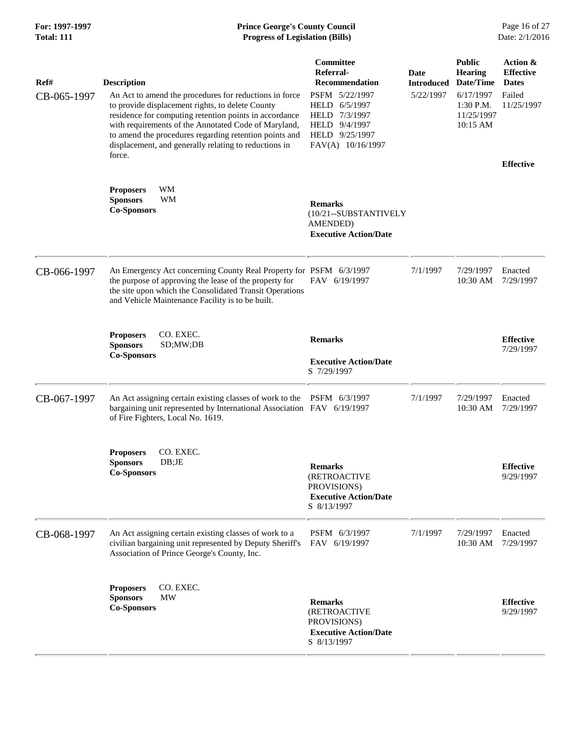| Ref# | Description | Committee Referral-Recommendation | Date Introduced | Public Hearing Date/Time | Action & Effective Dates |
|---|---|---|---|---|---|
| CB-065-1997 | An Act to amend the procedures for reductions in force to provide displacement rights, to delete County residence for computing retention points in accordance with requirements of the Annotated Code of Maryland, to amend the procedures regarding retention points and displacement, and generally relating to reductions in force. | PSFM 5/22/1997<br>HELD 6/5/1997<br>HELD 7/3/1997<br>HELD 9/4/1997<br>HELD 9/25/1997<br>FAV(A) 10/16/1997 | 5/22/1997 | 6/17/1997 1:30 P.M.<br>11/25/1997 10:15 AM | Failed 11/25/1997 |
| | **Proposers** WM<br>**Sponsors** WM<br>**Co-Sponsors** | **Remarks**<br>(10/21--SUBSTANTIVELY AMENDED)<br>**Executive Action/Date** | | | **Effective** |
| CB-066-1997 | An Emergency Act concerning County Real Property for the purpose of approving the lease of the property for the site upon which the Consolidated Transit Operations and Vehicle Maintenance Facility is to be built. | PSFM 6/3/1997<br>FAV 6/19/1997 | 7/1/1997 | 7/29/1997 10:30 AM | Enacted 7/29/1997 |
| | **Proposers** CO. EXEC.<br>**Sponsors** SD;MW;DB<br>**Co-Sponsors** | **Remarks**<br>**Executive Action/Date**<br>S 7/29/1997 | | | **Effective** 7/29/1997 |
| CB-067-1997 | An Act assigning certain existing classes of work to the bargaining unit represented by International Association of Fire Fighters, Local No. 1619. | PSFM 6/3/1997<br>FAV 6/19/1997 | 7/1/1997 | 7/29/1997 10:30 AM | Enacted 7/29/1997 |
| | **Proposers** CO. EXEC.<br>**Sponsors** DB;JE<br>**Co-Sponsors** | **Remarks**<br>(RETROACTIVE PROVISIONS)<br>**Executive Action/Date**<br>S 8/13/1997 | | | **Effective** 9/29/1997 |
| CB-068-1997 | An Act assigning certain existing classes of work to a civilian bargaining unit represented by Deputy Sheriff's Association of Prince George's County, Inc. | PSFM 6/3/1997<br>FAV 6/19/1997 | 7/1/1997 | 7/29/1997 10:30 AM | Enacted 7/29/1997 |
| | **Proposers** CO. EXEC.<br>**Sponsors** MW<br>**Co-Sponsors** | **Remarks**<br>(RETROACTIVE PROVISIONS)<br>**Executive Action/Date**<br>S 8/13/1997 | | | **Effective** 9/29/1997 |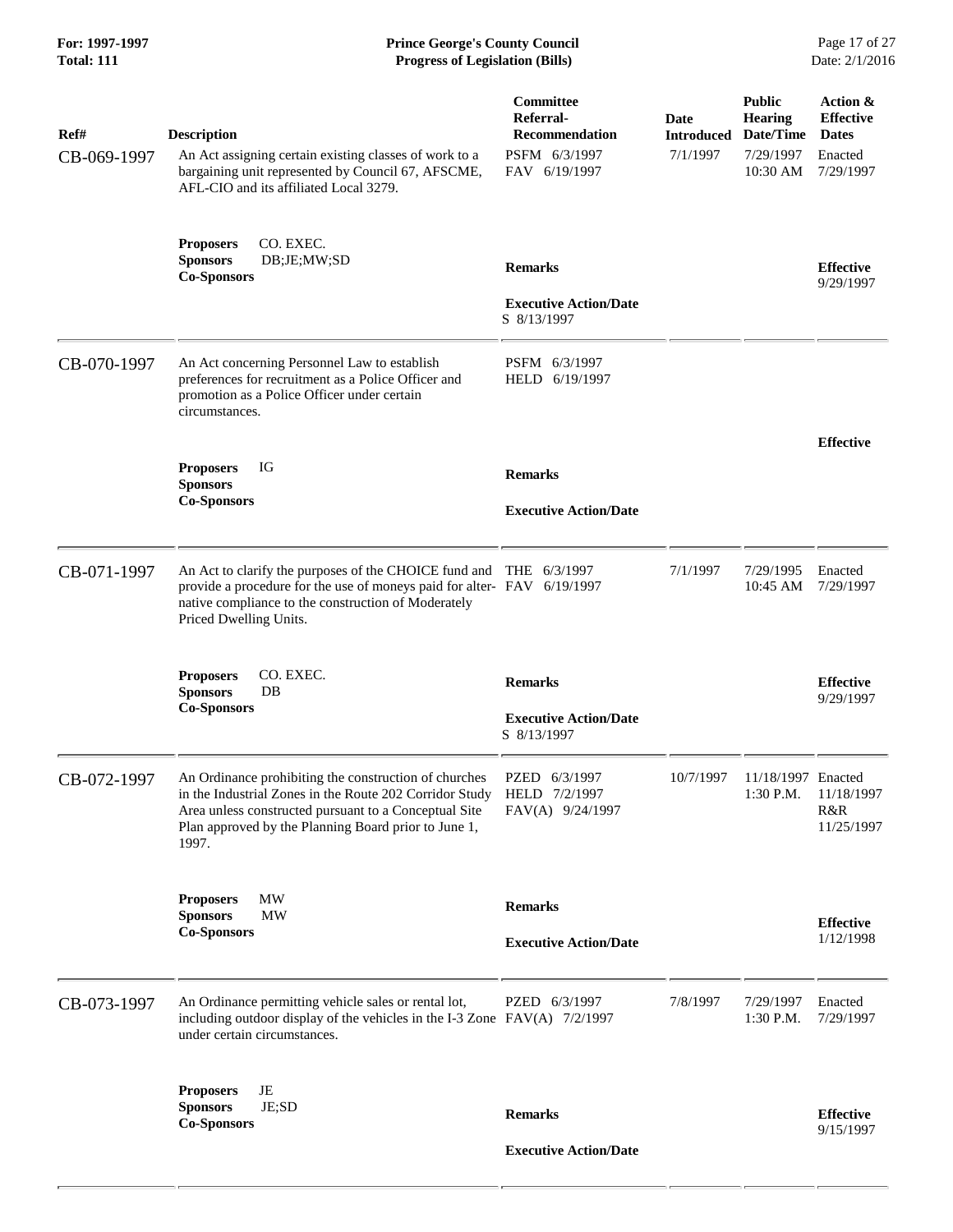**For: 1997-1997**
**Total: 111**

**Prince George's County Council**
**Progress of Legislation (Bills)**

Date: 2/1/2016

| Ref# | Description | Committee Referral-Recommendation | Date Introduced | Public Hearing Date/Time | Action & Effective Dates |
|---|---|---|---|---|---|
| CB-069-1997 | An Act assigning certain existing classes of work to a bargaining unit represented by Council 67, AFSCME, AFL-CIO and its affiliated Local 3279. | PSFM 6/3/1997<br>FAV 6/19/1997 | 7/1/1997 | 7/29/1997<br>10:30 AM | Enacted<br>7/29/1997 |
| | **Proposers** CO. EXEC.<br>**Sponsors** DB;JE;MW;SD<br>**Co-Sponsors** | **Remarks**<br><br>**Executive Action/Date**<br>S 8/13/1997 | | | **Effective**<br>9/29/1997 |
| CB-070-1997 | An Act concerning Personnel Law to establish preferences for recruitment as a Police Officer and promotion as a Police Officer under certain circumstances. | PSFM 6/3/1997<br>HELD 6/19/1997 | | | |
| | **Proposers** IG<br>**Sponsors**<br>**Co-Sponsors** | **Remarks**<br><br>**Executive Action/Date** | | | **Effective** |
| CB-071-1997 | An Act to clarify the purposes of the CHOICE fund and provide a procedure for the use of moneys paid for alternative compliance to the construction of Moderately Priced Dwelling Units. | THE 6/3/1997<br>FAV 6/19/1997 | 7/1/1997 | 7/29/1995<br>10:45 AM | Enacted<br>7/29/1997 |
| | **Proposers** CO. EXEC.<br>**Sponsors** DB<br>**Co-Sponsors** | **Remarks**<br><br>**Executive Action/Date**<br>S 8/13/1997 | | | **Effective**<br>9/29/1997 |
| CB-072-1997 | An Ordinance prohibiting the construction of churches in the Industrial Zones in the Route 202 Corridor Study Area unless constructed pursuant to a Conceptual Site Plan approved by the Planning Board prior to June 1, 1997. | PZED 6/3/1997<br>HELD 7/2/1997<br>FAV(A) 9/24/1997 | 10/7/1997 | 11/18/1997<br>1:30 P.M. | Enacted<br>11/18/1997<br>R&R<br>11/25/1997 |
| | **Proposers** MW<br>**Sponsors** MW<br>**Co-Sponsors** | **Remarks**<br><br>**Executive Action/Date** | | | **Effective**<br>1/12/1998 |
| CB-073-1997 | An Ordinance permitting vehicle sales or rental lot, including outdoor display of the vehicles in the I-3 Zone under certain circumstances. | PZED 6/3/1997<br>FAV(A) 7/2/1997 | 7/8/1997 | 7/29/1997<br>1:30 P.M. | Enacted<br>7/29/1997 |
| | **Proposers** JE<br>**Sponsors** JE;SD<br>**Co-Sponsors** | **Remarks**<br><br>**Executive Action/Date** | | | **Effective**<br>9/15/1997 |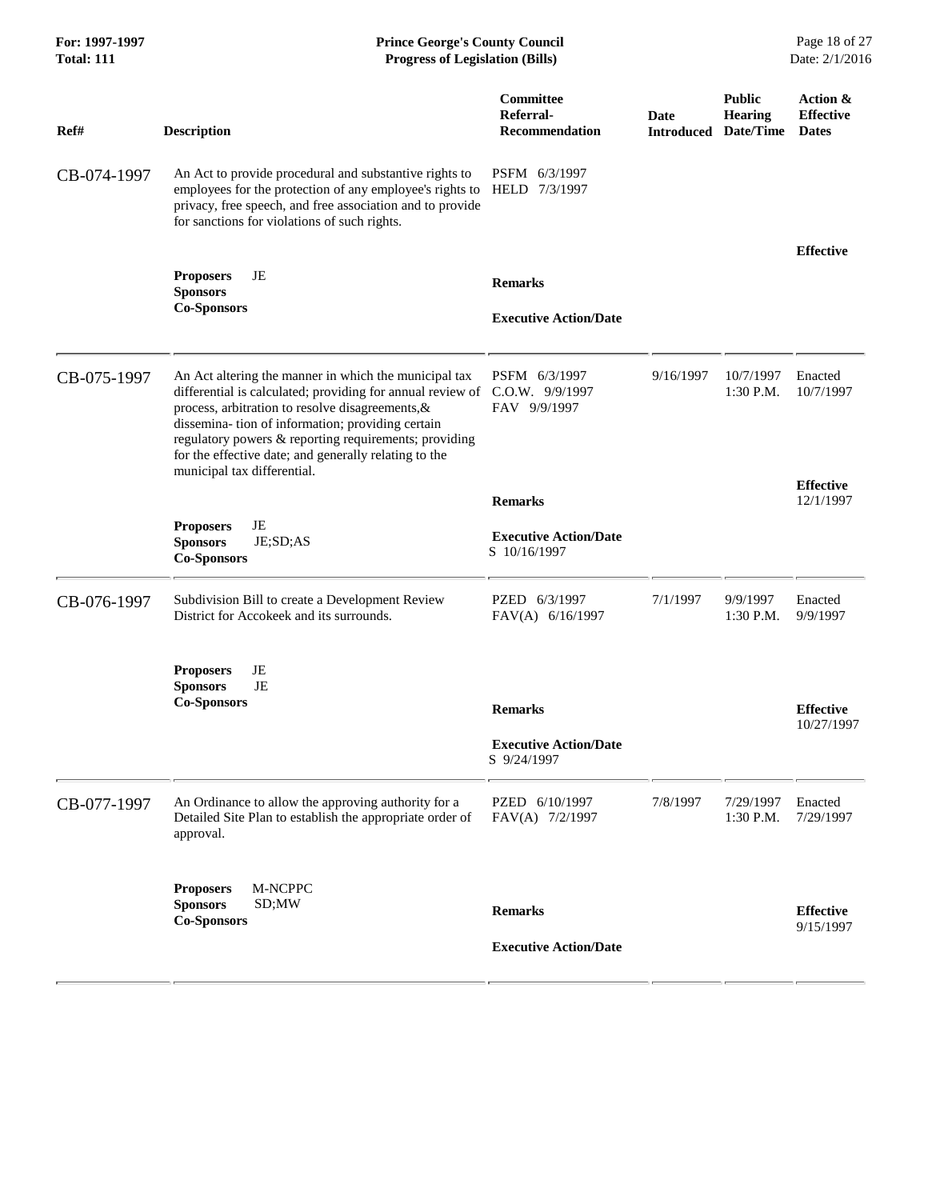| Ref# | Description | Committee Referral-Recommendation | Date Introduced | Public Hearing Date/Time | Action & Effective Dates |
|---|---|---|---|---|---|
| CB-074-1997 | An Act to provide procedural and substantive rights to employees for the protection of any employee's rights to privacy, free speech, and free association and to provide for sanctions for violations of such rights. | PSFM 6/3/1997<br>HELD 7/3/1997 | | | |
| | **Proposers** JE<br>**Sponsors**<br>**Co-Sponsors** | **Remarks**<br><br>**Executive Action/Date** | | | **Effective** |
| CB-075-1997 | An Act altering the manner in which the municipal tax differential is calculated; providing for annual review of process, arbitration to resolve disagreements,& dissemina- tion of information; providing certain regulatory powers & reporting requirements; providing for the effective date; and generally relating to the municipal tax differential. | PSFM 6/3/1997<br>C.O.W. 9/9/1997<br>FAV 9/9/1997 | 9/16/1997 | 10/7/1997<br>1:30 P.M. | Enacted<br>10/7/1997 |
| | **Proposers** JE<br>**Sponsors** JE;SD;AS<br>**Co-Sponsors** | **Remarks**<br><br>**Executive Action/Date**<br>S 10/16/1997 | | | **Effective**<br>12/1/1997 |
| CB-076-1997 | Subdivision Bill to create a Development Review District for Accokeek and its surrounds. | PZED 6/3/1997<br>FAV(A) 6/16/1997 | 7/1/1997 | 9/9/1997<br>1:30 P.M. | Enacted<br>9/9/1997 |
| | **Proposers** JE<br>**Sponsors** JE<br>**Co-Sponsors** | **Remarks**<br><br>**Executive Action/Date**<br>S 9/24/1997 | | | **Effective**<br>10/27/1997 |
| CB-077-1997 | An Ordinance to allow the approving authority for a Detailed Site Plan to establish the appropriate order of approval. | PZED 6/10/1997<br>FAV(A) 7/2/1997 | 7/8/1997 | 7/29/1997<br>1:30 P.M. | Enacted<br>7/29/1997 |
| | **Proposers** M-NCPPC<br>**Sponsors** SD;MW<br>**Co-Sponsors** | **Remarks**<br><br>**Executive Action/Date** | | | **Effective**<br>9/15/1997 |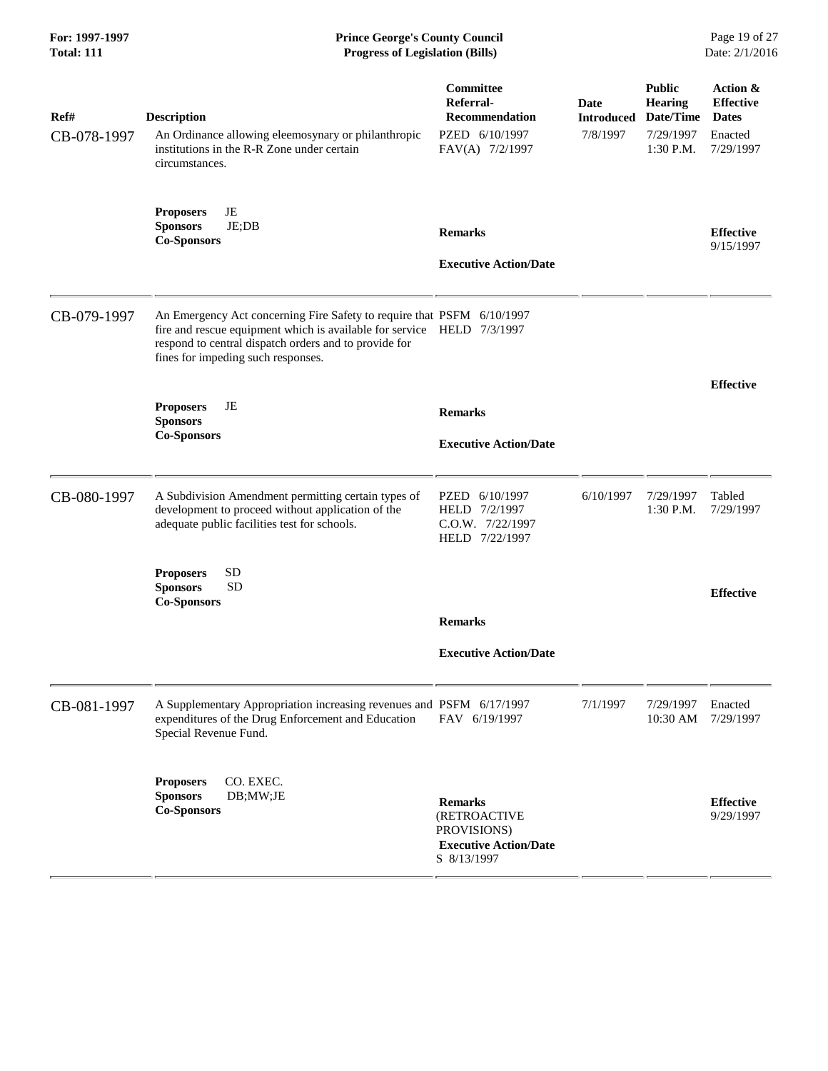| Ref# | Description | Committee Referral-Recommendation | Date Introduced | Public Hearing Date/Time | Action & Effective Dates |
|---|---|---|---|---|---|
| CB-078-1997 | An Ordinance allowing eleemosynary or philanthropic institutions in the R-R Zone under certain circumstances.<br><br>**Proposers** JE<br>**Sponsors** JE;DB<br>**Co-Sponsors** | PZED 6/10/1997<br>FAV(A) 7/2/1997<br><br>**Remarks**<br><br>**Executive Action/Date** | 7/8/1997 | 7/29/1997<br>1:30 P.M. | Enacted<br>7/29/1997<br><br>**Effective**<br>9/15/1997 |
| CB-079-1997 | An Emergency Act concerning Fire Safety to require that fire and rescue equipment which is available for service respond to central dispatch orders and to provide for fines for impeding such responses.<br><br>**Proposers** JE<br>**Sponsors**<br>**Co-Sponsors** | PSFM 6/10/1997<br>HELD 7/3/1997<br><br>**Remarks**<br><br>**Executive Action/Date** | | | **Effective** |
| CB-080-1997 | A Subdivision Amendment permitting certain types of development to proceed without application of the adequate public facilities test for schools.<br><br>**Proposers** SD<br>**Sponsors** SD<br>**Co-Sponsors** | PZED 6/10/1997<br>HELD 7/2/1997<br>C.O.W. 7/22/1997<br>HELD 7/22/1997<br><br>**Remarks**<br><br>**Executive Action/Date** | 6/10/1997 | 7/29/1997<br>1:30 P.M. | Tabled<br>7/29/1997<br><br>**Effective** |
| CB-081-1997 | A Supplementary Appropriation increasing revenues and expenditures of the Drug Enforcement and Education Special Revenue Fund.<br><br>**Proposers** CO. EXEC.<br>**Sponsors** DB;MW;JE<br>**Co-Sponsors** | PSFM 6/17/1997<br>FAV 6/19/1997<br><br>**Remarks**<br>(RETROACTIVE PROVISIONS)<br>**Executive Action/Date**<br>S 8/13/1997 | 7/1/1997 | 7/29/1997<br>10:30 AM | Enacted<br>7/29/1997<br><br>**Effective**<br>9/29/1997 |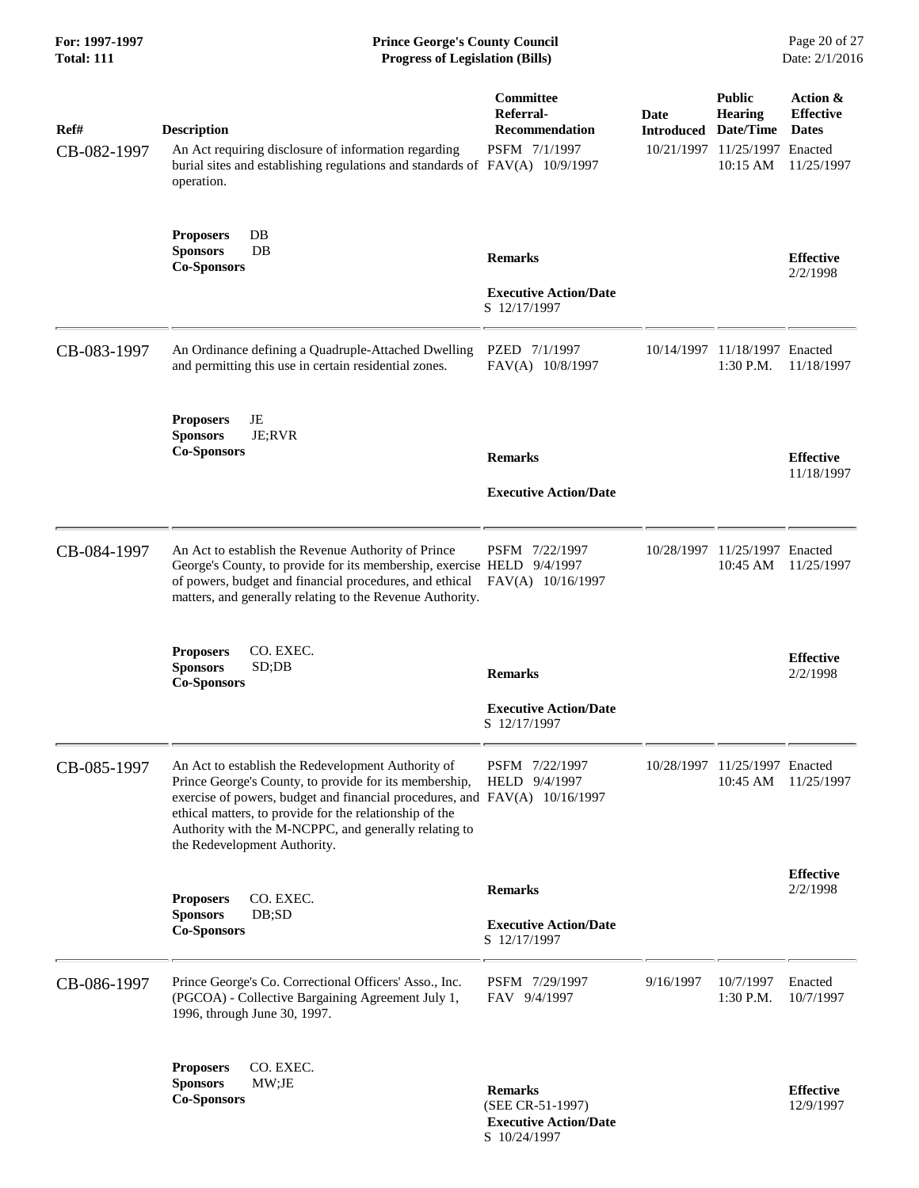| Ref# | Description | Committee Referral-Recommendation | Date Introduced | Public Hearing Date/Time | Action & Effective Dates |
|---|---|---|---|---|---|
| CB-082-1997 | An Act requiring disclosure of information regarding burial sites and establishing regulations and standards of operation. | PSFM 7/1/1997<br>FAV(A) 10/9/1997 | 10/21/1997 | 11/25/1997<br>10:15 AM | Enacted<br>11/25/1997 |
| | **Proposers** DB<br>**Sponsors** DB<br>**Co-Sponsors** | **Remarks**<br><br>**Executive Action/Date**<br>S 12/17/1997 | | | **Effective**<br>2/2/1998 |
| CB-083-1997 | An Ordinance defining a Quadruple-Attached Dwelling and permitting this use in certain residential zones. | PZED 7/1/1997<br>FAV(A) 10/8/1997 | 10/14/1997 | 11/18/1997<br>1:30 P.M. | Enacted<br>11/18/1997 |
| | **Proposers** JE<br>**Sponsors** JE;RVR<br>**Co-Sponsors** | **Remarks**<br><br>**Executive Action/Date** | | | **Effective**<br>11/18/1997 |
| CB-084-1997 | An Act to establish the Revenue Authority of Prince George's County, to provide for its membership, exercise of powers, budget and financial procedures, and ethical matters, and generally relating to the Revenue Authority. | PSFM 7/22/1997<br>HELD 9/4/1997<br>FAV(A) 10/16/1997 | 10/28/1997 | 11/25/1997<br>10:45 AM | Enacted<br>11/25/1997 |
| | **Proposers** CO. EXEC.<br>**Sponsors** SD;DB<br>**Co-Sponsors** | **Remarks**<br><br>**Executive Action/Date**<br>S 12/17/1997 | | | **Effective**<br>2/2/1998 |
| CB-085-1997 | An Act to establish the Redevelopment Authority of Prince George's County, to provide for its membership, exercise of powers, budget and financial procedures, and ethical matters, to provide for the relationship of the Authority with the M-NCPPC, and generally relating to the Redevelopment Authority. | PSFM 7/22/1997<br>HELD 9/4/1997<br>FAV(A) 10/16/1997 | 10/28/1997 | 11/25/1997<br>10:45 AM | Enacted<br>11/25/1997 |
| | **Proposers** CO. EXEC.<br>**Sponsors** DB;SD<br>**Co-Sponsors** | **Remarks**<br><br>**Executive Action/Date**<br>S 12/17/1997 | | | **Effective**<br>2/2/1998 |
| CB-086-1997 | Prince George's Co. Correctional Officers' Asso., Inc. (PGCOA) - Collective Bargaining Agreement July 1, 1996, through June 30, 1997. | PSFM 7/29/1997<br>FAV 9/4/1997 | 9/16/1997 | 10/7/1997<br>1:30 P.M. | Enacted<br>10/7/1997 |
| | **Proposers** CO. EXEC.<br>**Sponsors** MW;JE<br>**Co-Sponsors** | **Remarks**<br>(SEE CR-51-1997)<br>**Executive Action/Date**<br>S 10/24/1997 | | | **Effective**<br>12/9/1997 |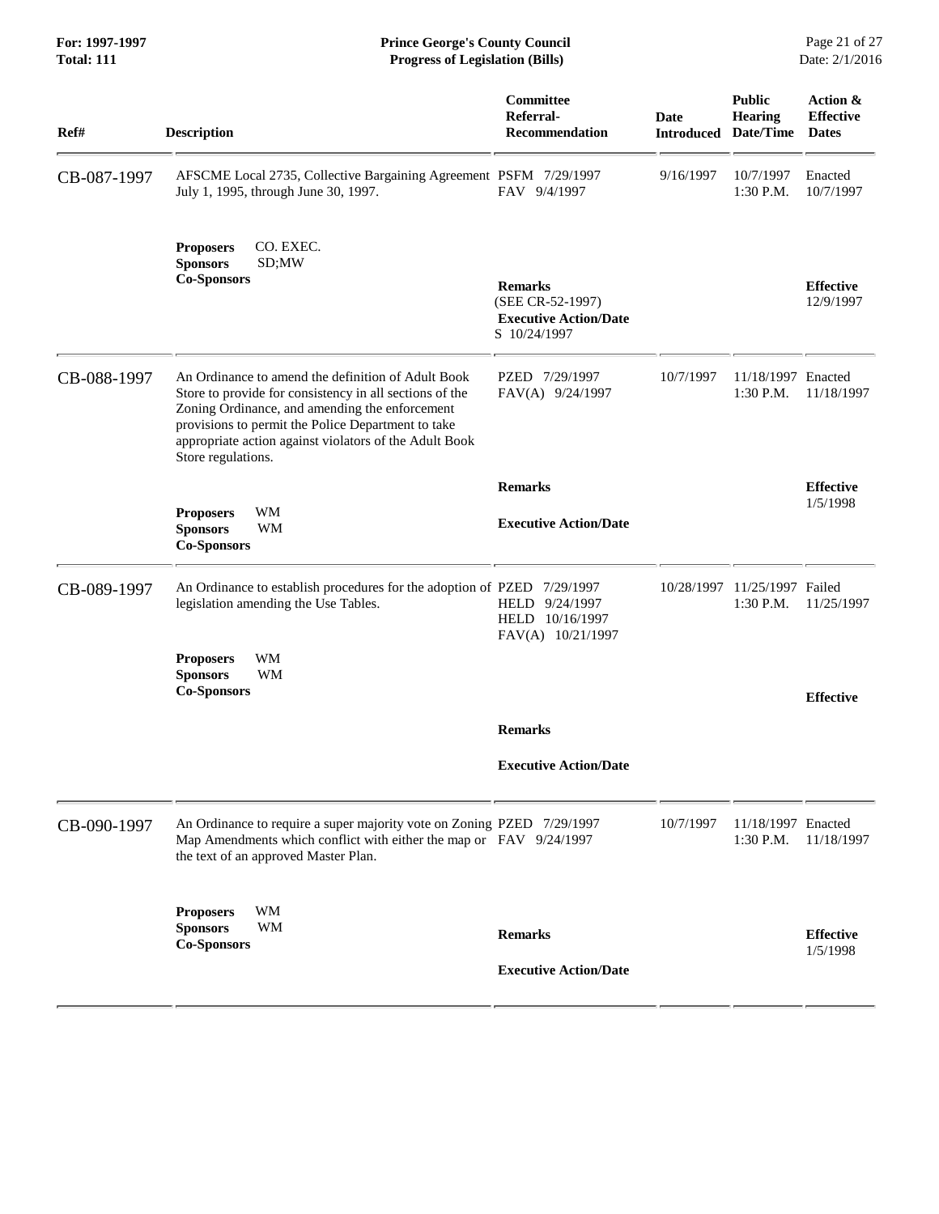| Ref# | Description | Committee Referral-Recommendation | Date Introduced | Public Hearing Date/Time | Action & Effective Dates |
|---|---|---|---|---|---|
| CB-087-1997 | AFSCME Local 2735, Collective Bargaining Agreement July 1, 1995, through June 30, 1997.<br><br>**Proposers** CO. EXEC.<br>**Sponsors** SD;MW<br>**Co-Sponsors** | PSFM 7/29/1997<br>FAV 9/4/1997<br><br>**Remarks**<br>(SEE CR-52-1997)<br>**Executive Action/Date**<br>S 10/24/1997 | 9/16/1997 | 10/7/1997<br>1:30 P.M. | Enacted<br>10/7/1997<br><br>**Effective**<br>12/9/1997 |
| CB-088-1997 | An Ordinance to amend the definition of Adult Book Store to provide for consistency in all sections of the Zoning Ordinance, and amending the enforcement provisions to permit the Police Department to take appropriate action against violators of the Adult Book Store regulations.<br><br>**Proposers** WM<br>**Sponsors** WM<br>**Co-Sponsors** | PZED 7/29/1997<br>FAV(A) 9/24/1997<br><br>**Remarks**<br><br>**Executive Action/Date** | 10/7/1997 | 11/18/1997<br>1:30 P.M. | Enacted<br>11/18/1997<br><br>**Effective**<br>1/5/1998 |
| CB-089-1997 | An Ordinance to establish procedures for the adoption of legislation amending the Use Tables.<br><br>**Proposers** WM<br>**Sponsors** WM<br>**Co-Sponsors** | PZED 7/29/1997<br>HELD 9/24/1997<br>HELD 10/16/1997<br>FAV(A) 10/21/1997<br><br>**Remarks**<br><br>**Executive Action/Date** | 10/28/1997 | 11/25/1997<br>1:30 P.M. | Failed<br>11/25/1997<br><br>**Effective** |
| CB-090-1997 | An Ordinance to require a super majority vote on Zoning Map Amendments which conflict with either the map or the text of an approved Master Plan.<br><br>**Proposers** WM<br>**Sponsors** WM<br>**Co-Sponsors** | PZED 7/29/1997<br>FAV 9/24/1997<br><br>**Remarks**<br><br>**Executive Action/Date** | 10/7/1997 | 11/18/1997<br>1:30 P.M. | Enacted<br>11/18/1997<br><br>**Effective**<br>1/5/1998 |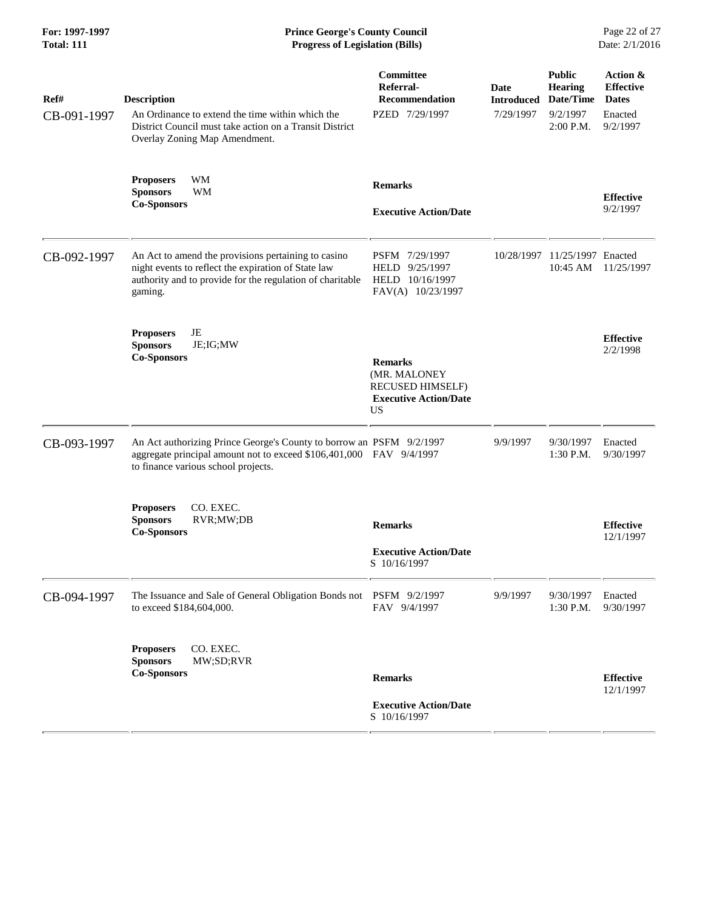| Ref# | Description | Committee Referral-Recommendation | Date Introduced | Public Hearing Date/Time | Action & Effective Dates |
|---|---|---|---|---|---|
| CB-091-1997 | An Ordinance to extend the time within which the District Council must take action on a Transit District Overlay Zoning Map Amendment. | PZED 7/29/1997 | 7/29/1997 | 9/2/1997 2:00 P.M. | Enacted 9/2/1997 |
| | **Proposers** WM **Sponsors** WM **Co-Sponsors** | **Remarks** **Executive Action/Date** | | | **Effective** 9/2/1997 |
| CB-092-1997 | An Act to amend the provisions pertaining to casino night events to reflect the expiration of State law authority and to provide for the regulation of charitable gaming. | PSFM 7/29/1997 HELD 9/25/1997 HELD 10/16/1997 FAV(A) 10/23/1997 | 10/28/1997 | 11/25/1997 10:45 AM | Enacted 11/25/1997 |
| | **Proposers** JE **Sponsors** JE;IG;MW **Co-Sponsors** | **Remarks** (MR. MALONEY RECUSED HIMSELF) **Executive Action/Date** US | | | **Effective** 2/2/1998 |
| CB-093-1997 | An Act authorizing Prince George's County to borrow an aggregate principal amount not to exceed $106,401,000 to finance various school projects. | PSFM 9/2/1997 FAV 9/4/1997 | 9/9/1997 | 9/30/1997 1:30 P.M. | Enacted 9/30/1997 |
| | **Proposers** CO. EXEC. **Sponsors** RVR;MW;DB **Co-Sponsors** | **Remarks** **Executive Action/Date** S 10/16/1997 | | | **Effective** 12/1/1997 |
| CB-094-1997 | The Issuance and Sale of General Obligation Bonds not to exceed $184,604,000. | PSFM 9/2/1997 FAV 9/4/1997 | 9/9/1997 | 9/30/1997 1:30 P.M. | Enacted 9/30/1997 |
| | **Proposers** CO. EXEC. **Sponsors** MW;SD;RVR **Co-Sponsors** | **Remarks** **Executive Action/Date** S 10/16/1997 | | | **Effective** 12/1/1997 |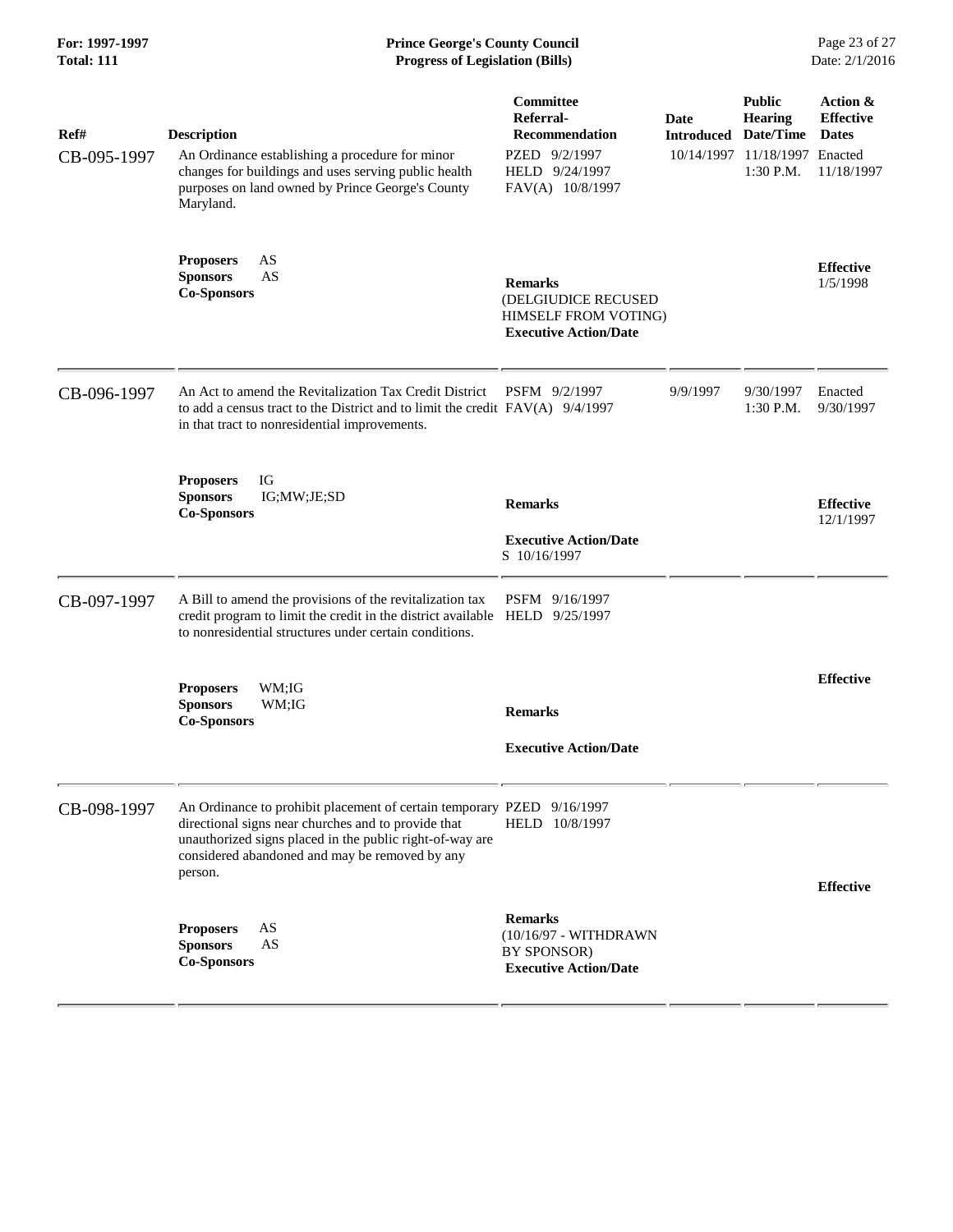| Ref# | Description | Committee Referral-Recommendation | Date Introduced | Public Hearing Date/Time | Action & Effective Dates |
|---|---|---|---|---|---|
| CB-095-1997 | An Ordinance establishing a procedure for minor changes for buildings and uses serving public health purposes on land owned by Prince George's County Maryland. | PZED 9/2/1997<br>HELD 9/24/1997<br>FAV(A) 10/8/1997 | 10/14/1997 | 11/18/1997<br>1:30 P.M. | Enacted<br>11/18/1997 |
| | **Proposers** AS<br>**Sponsors** AS<br>**Co-Sponsors** | **Remarks**<br>(DELGIUDICE RECUSED HIMSELF FROM VOTING)<br>**Executive Action/Date** | | | **Effective**<br>1/5/1998 |
| CB-096-1997 | An Act to amend the Revitalization Tax Credit District to add a census tract to the District and to limit the credit in that tract to nonresidential improvements. | PSFM 9/2/1997<br>FAV(A) 9/4/1997 | 9/9/1997 | 9/30/1997<br>1:30 P.M. | Enacted<br>9/30/1997 |
| | **Proposers** IG<br>**Sponsors** IG;MW;JE;SD<br>**Co-Sponsors** | **Remarks**<br>**Executive Action/Date**<br>S 10/16/1997 | | | **Effective**<br>12/1/1997 |
| CB-097-1997 | A Bill to amend the provisions of the revitalization tax credit program to limit the credit in the district available to nonresidential structures under certain conditions. | PSFM 9/16/1997<br>HELD 9/25/1997 | | | |
| | **Proposers** WM;IG<br>**Sponsors** WM;IG<br>**Co-Sponsors** | **Remarks**<br>**Executive Action/Date** | | | **Effective** |
| CB-098-1997 | An Ordinance to prohibit placement of certain temporary directional signs near churches and to provide that unauthorized signs placed in the public right-of-way are considered abandoned and may be removed by any person. | PZED 9/16/1997<br>HELD 10/8/1997 | | | |
| | **Proposers** AS<br>**Sponsors** AS<br>**Co-Sponsors** | **Remarks**<br>(10/16/97 - WITHDRAWN BY SPONSOR)<br>**Executive Action/Date** | | | **Effective** |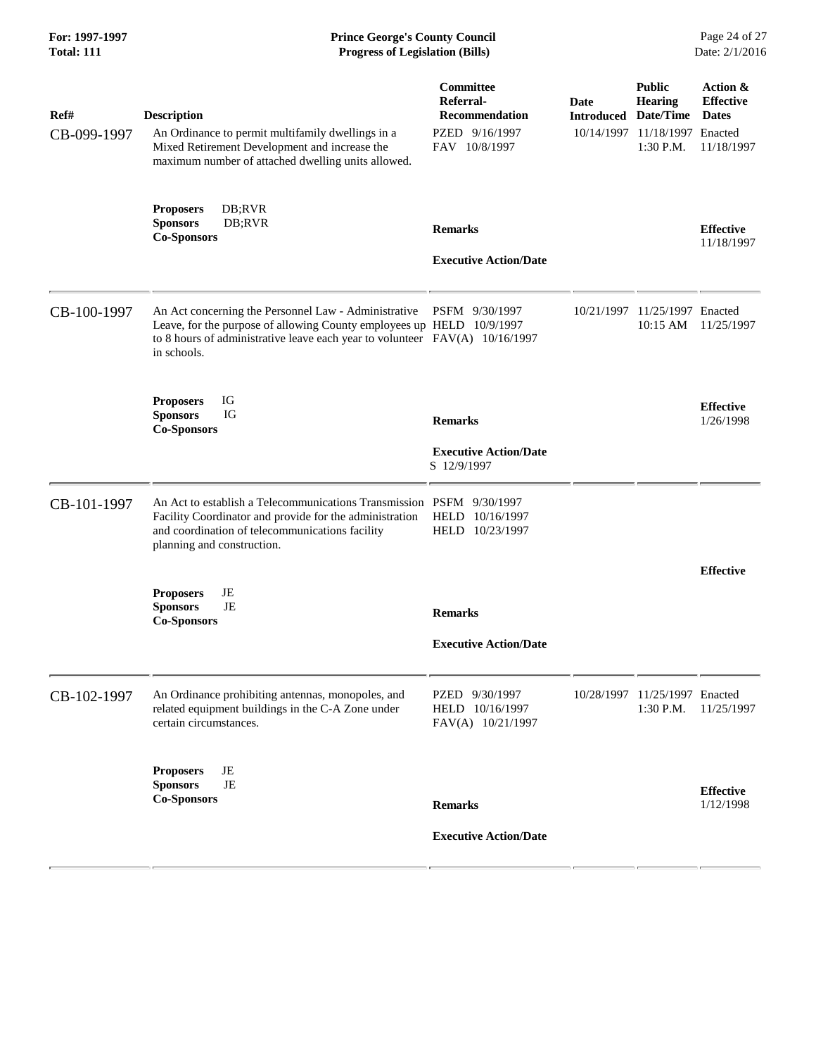| Ref# | Description | Committee Referral-Recommendation | Date Introduced | Public Hearing Date/Time | Action & Effective Dates |
|---|---|---|---|---|---|
| CB-099-1997 | An Ordinance to permit multifamily dwellings in a Mixed Retirement Development and increase the maximum number of attached dwelling units allowed. | PZED 9/16/1997<br>FAV 10/8/1997 | 10/14/1997 | 11/18/1997<br>1:30 P.M. | Enacted<br>11/18/1997 |
| | **Proposers** DB;RVR<br>**Sponsors** DB;RVR<br>**Co-Sponsors** | **Remarks**<br><br>**Executive Action/Date** | | | **Effective**<br>11/18/1997 |
| CB-100-1997 | An Act concerning the Personnel Law - Administrative Leave, for the purpose of allowing County employees up to 8 hours of administrative leave each year to volunteer in schools. | PSFM 9/30/1997<br>HELD 10/9/1997<br>FAV(A) 10/16/1997 | 10/21/1997 | 11/25/1997<br>10:15 AM | Enacted<br>11/25/1997 |
| | **Proposers** IG<br>**Sponsors** IG<br>**Co-Sponsors** | **Remarks**<br><br>**Executive Action/Date**<br>S 12/9/1997 | | | **Effective**<br>1/26/1998 |
| CB-101-1997 | An Act to establish a Telecommunications Transmission Facility Coordinator and provide for the administration and coordination of telecommunications facility planning and construction. | PSFM 9/30/1997<br>HELD 10/16/1997<br>HELD 10/23/1997 | | | |
| | **Proposers** JE<br>**Sponsors** JE<br>**Co-Sponsors** | **Remarks**<br><br>**Executive Action/Date** | | | **Effective** |
| CB-102-1997 | An Ordinance prohibiting antennas, monopoles, and related equipment buildings in the C-A Zone under certain circumstances. | PZED 9/30/1997<br>HELD 10/16/1997<br>FAV(A) 10/21/1997 | 10/28/1997 | 11/25/1997<br>1:30 P.M. | Enacted<br>11/25/1997 |
| | **Proposers** JE<br>**Sponsors** JE<br>**Co-Sponsors** | **Remarks**<br><br>**Executive Action/Date** | | | **Effective**<br>1/12/1998 |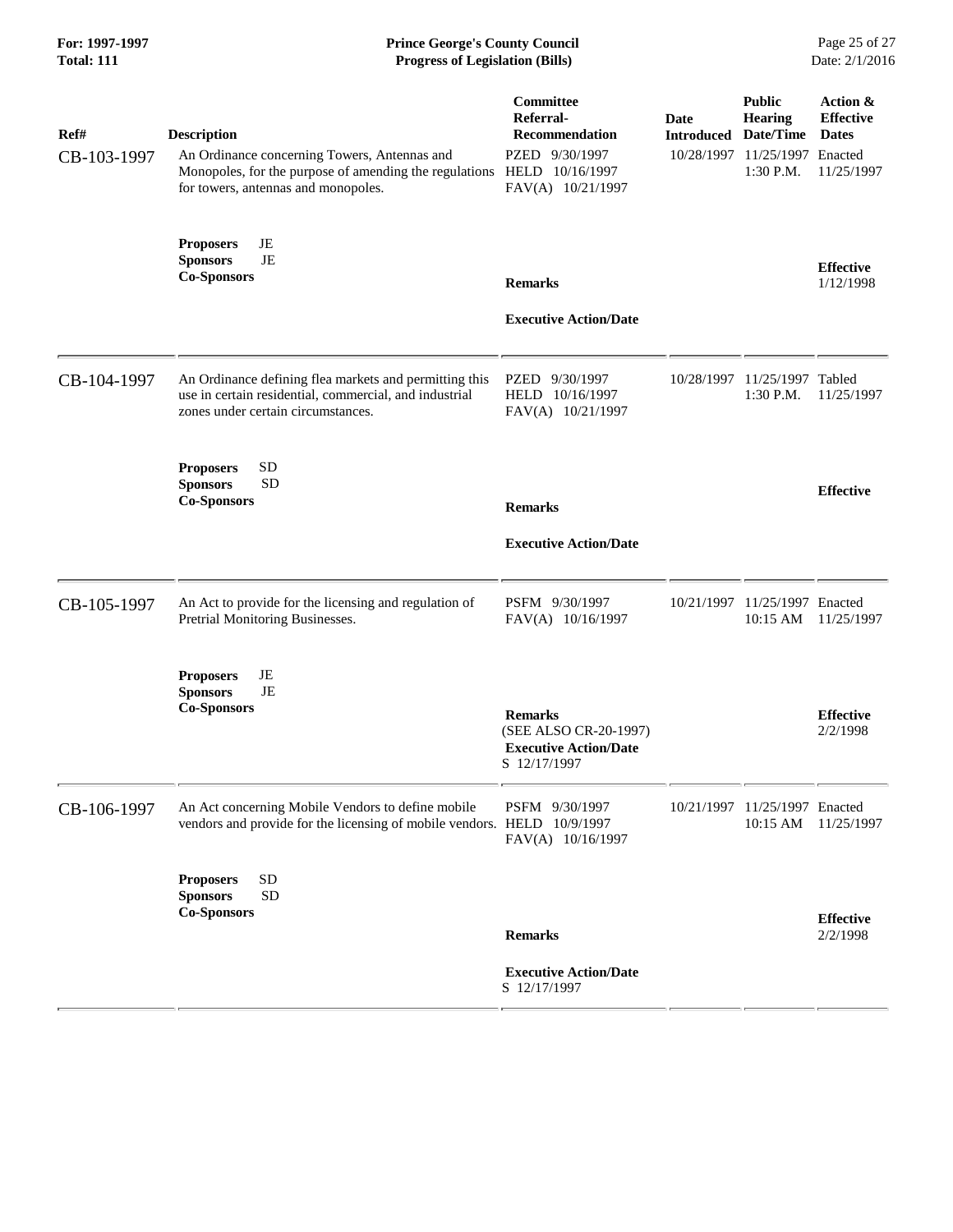**Prince George's County Council**
**Progress of Legislation (Bills)**

**For: 1997-1997**
**Total: 111**

| Ref# | Description | Committee Referral-Recommendation | Date Introduced | Public Hearing Date/Time | Action & Effective Dates |
|---|---|---|---|---|---|
| CB-103-1997 | An Ordinance concerning Towers, Antennas and Monopoles, for the purpose of amending the regulations for towers, antennas and monopoles. | PZED 9/30/1997<br>HELD 10/16/1997<br>FAV(A) 10/21/1997 | 10/28/1997 | 11/25/1997<br>1:30 P.M. | Enacted<br>11/25/1997 |
| | **Proposers** JE<br>**Sponsors** JE<br>**Co-Sponsors** | **Remarks**<br><br>**Executive Action/Date** | | | **Effective**<br>1/12/1998 |
| CB-104-1997 | An Ordinance defining flea markets and permitting this use in certain residential, commercial, and industrial zones under certain circumstances. | PZED 9/30/1997<br>HELD 10/16/1997<br>FAV(A) 10/21/1997 | 10/28/1997 | 11/25/1997<br>1:30 P.M. | Tabled<br>11/25/1997 |
| | **Proposers** SD<br>**Sponsors** SD<br>**Co-Sponsors** | **Remarks**<br><br>**Executive Action/Date** | | | **Effective** |
| CB-105-1997 | An Act to provide for the licensing and regulation of Pretrial Monitoring Businesses. | PSFM 9/30/1997<br>FAV(A) 10/16/1997 | 10/21/1997 | 11/25/1997<br>10:15 AM | Enacted<br>11/25/1997 |
| | **Proposers** JE<br>**Sponsors** JE<br>**Co-Sponsors** | **Remarks**<br>(SEE ALSO CR-20-1997)<br>**Executive Action/Date**<br>S 12/17/1997 | | | **Effective**<br>2/2/1998 |
| CB-106-1997 | An Act concerning Mobile Vendors to define mobile vendors and provide for the licensing of mobile vendors. | PSFM 9/30/1997<br>HELD 10/9/1997<br>FAV(A) 10/16/1997 | 10/21/1997 | 11/25/1997<br>10:15 AM | Enacted<br>11/25/1997 |
| | **Proposers** SD<br>**Sponsors** SD<br>**Co-Sponsors** | **Remarks**<br><br>**Executive Action/Date**<br>S 12/17/1997 | | | **Effective**<br>2/2/1998 |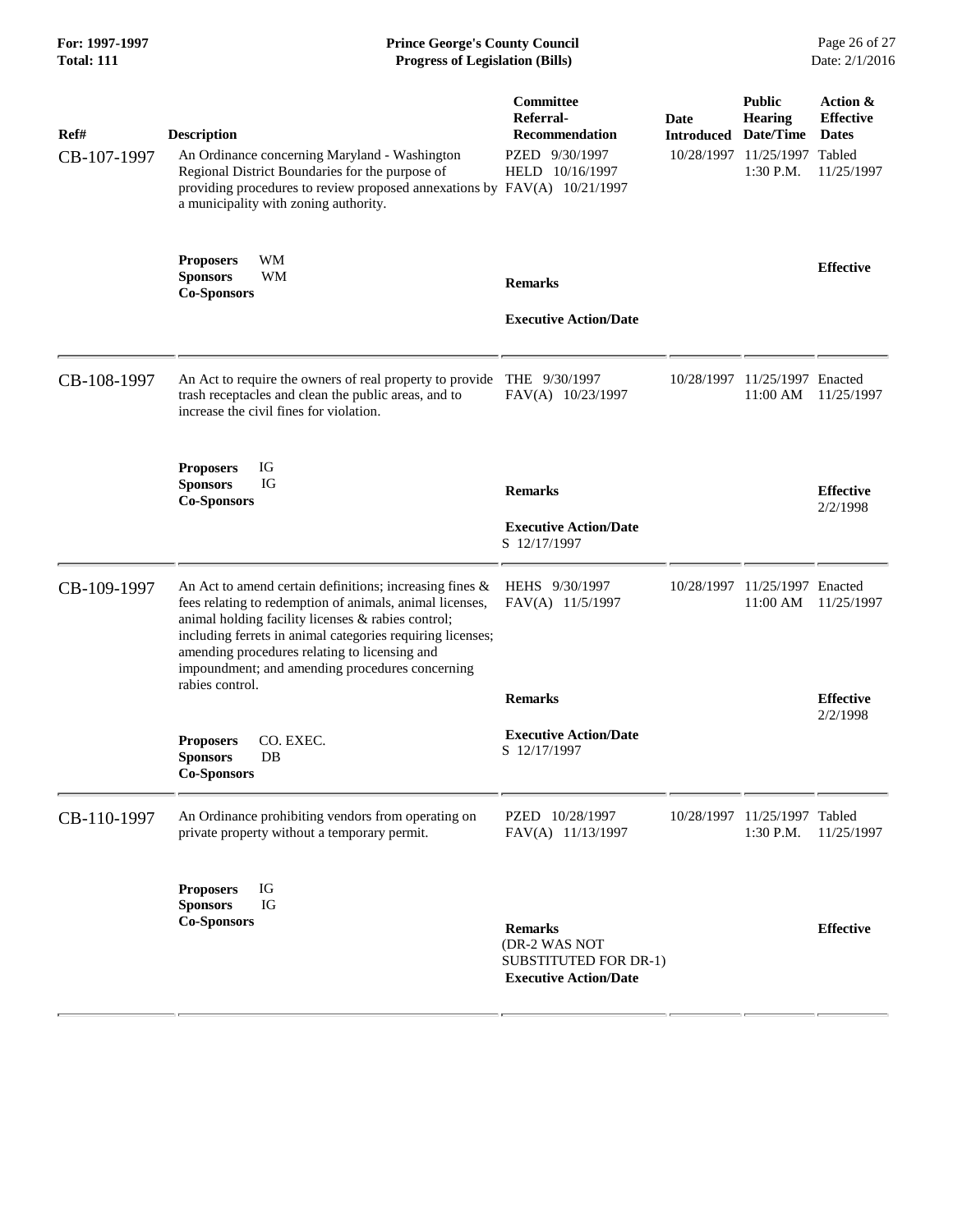| Ref# | Description | Committee Referral-Recommendation | Date Introduced | Public Hearing Date/Time | Action & Effective Dates |
|---|---|---|---|---|---|
| CB-107-1997 | An Ordinance concerning Maryland - Washington Regional District Boundaries for the purpose of providing procedures to review proposed annexations by a municipality with zoning authority. | PZED 9/30/1997<br>HELD 10/16/1997<br>FAV(A) 10/21/1997 | 10/28/1997 | 11/25/1997<br>1:30 P.M. | Tabled<br>11/25/1997 |
| | **Proposers** WM<br>**Sponsors** WM<br>**Co-Sponsors** | **Remarks**<br><br>**Executive Action/Date** | | | **Effective** |
| CB-108-1997 | An Act to require the owners of real property to provide trash receptacles and clean the public areas, and to increase the civil fines for violation. | THE 9/30/1997<br>FAV(A) 10/23/1997 | 10/28/1997 | 11/25/1997<br>11:00 AM | Enacted<br>11/25/1997 |
| | **Proposers** IG<br>**Sponsors** IG<br>**Co-Sponsors** | **Remarks**<br><br>**Executive Action/Date**<br>S 12/17/1997 | | | **Effective**<br>2/2/1998 |
| CB-109-1997 | An Act to amend certain definitions; increasing fines & fees relating to redemption of animals, animal licenses, animal holding facility licenses & rabies control; including ferrets in animal categories requiring licenses; amending procedures relating to licensing and impoundment; and amending procedures concerning rabies control. | HEHS 9/30/1997<br>FAV(A) 11/5/1997 | 10/28/1997 | 11/25/1997<br>11:00 AM | Enacted<br>11/25/1997 |
| | **Proposers** CO. EXEC.<br>**Sponsors** DB<br>**Co-Sponsors** | **Remarks**<br><br>**Executive Action/Date**<br>S 12/17/1997 | | | **Effective**<br>2/2/1998 |
| CB-110-1997 | An Ordinance prohibiting vendors from operating on private property without a temporary permit. | PZED 10/28/1997<br>FAV(A) 11/13/1997 | 10/28/1997 | 11/25/1997<br>1:30 P.M. | Tabled<br>11/25/1997 |
| | **Proposers** IG<br>**Sponsors** IG<br>**Co-Sponsors** | **Remarks**<br>(DR-2 WAS NOT SUBSTITUTED FOR DR-1)<br>**Executive Action/Date** | | | **Effective** |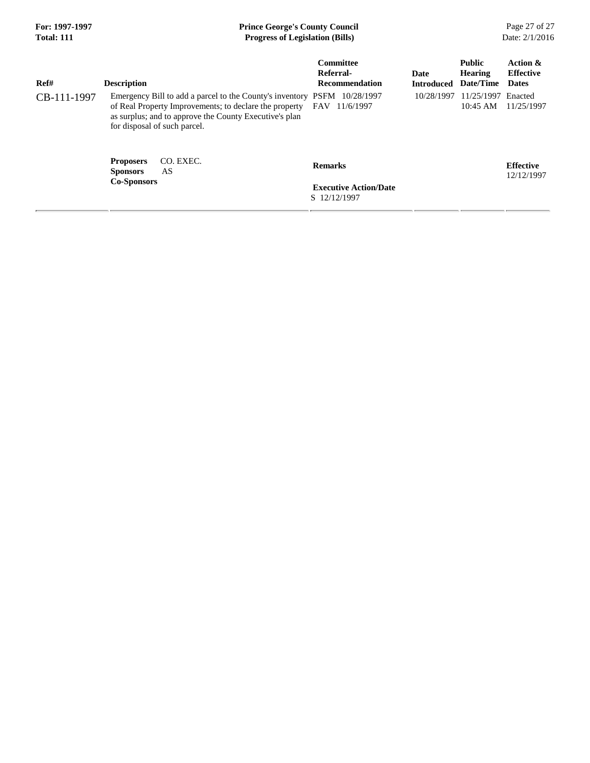| Ref# | Description | Committee Referral-Recommendation | Date Introduced | Public Hearing Date/Time | Action & Effective Dates |
|---|---|---|---|---|---|
| CB-111-1997 | Emergency Bill to add a parcel to the County's inventory of Real Property Improvements; to declare the property as surplus; and to approve the County Executive's plan for disposal of such parcel. | PSFM 10/28/1997<br>FAV 11/6/1997 | 10/28/1997 | 11/25/1997<br>10:45 AM | Enacted<br>11/25/1997 |

**Proposers** CO. EXEC.
**Sponsors** AS
**Co-Sponsors**

**Remarks**

**Executive Action/Date**
S 12/12/1997

**Effective**
12/12/1997